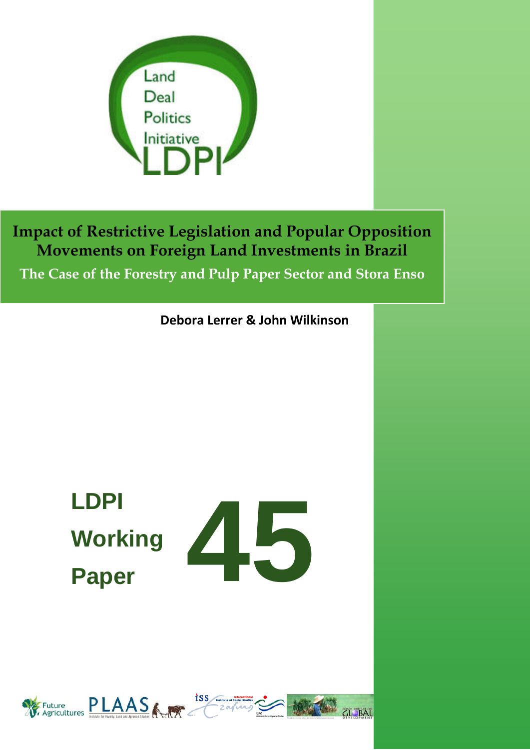Land Deal Politics Initiative LDPI

# Impact of Restrictive Legislation and Popular Opposition Movements on Foreign Land Investments in Brazil

## The Case of the Forestry and Pulp Paper Sector and Stora Enso

**Debora Lerrer & John Wilkinson**

LDPI Working Paper **45**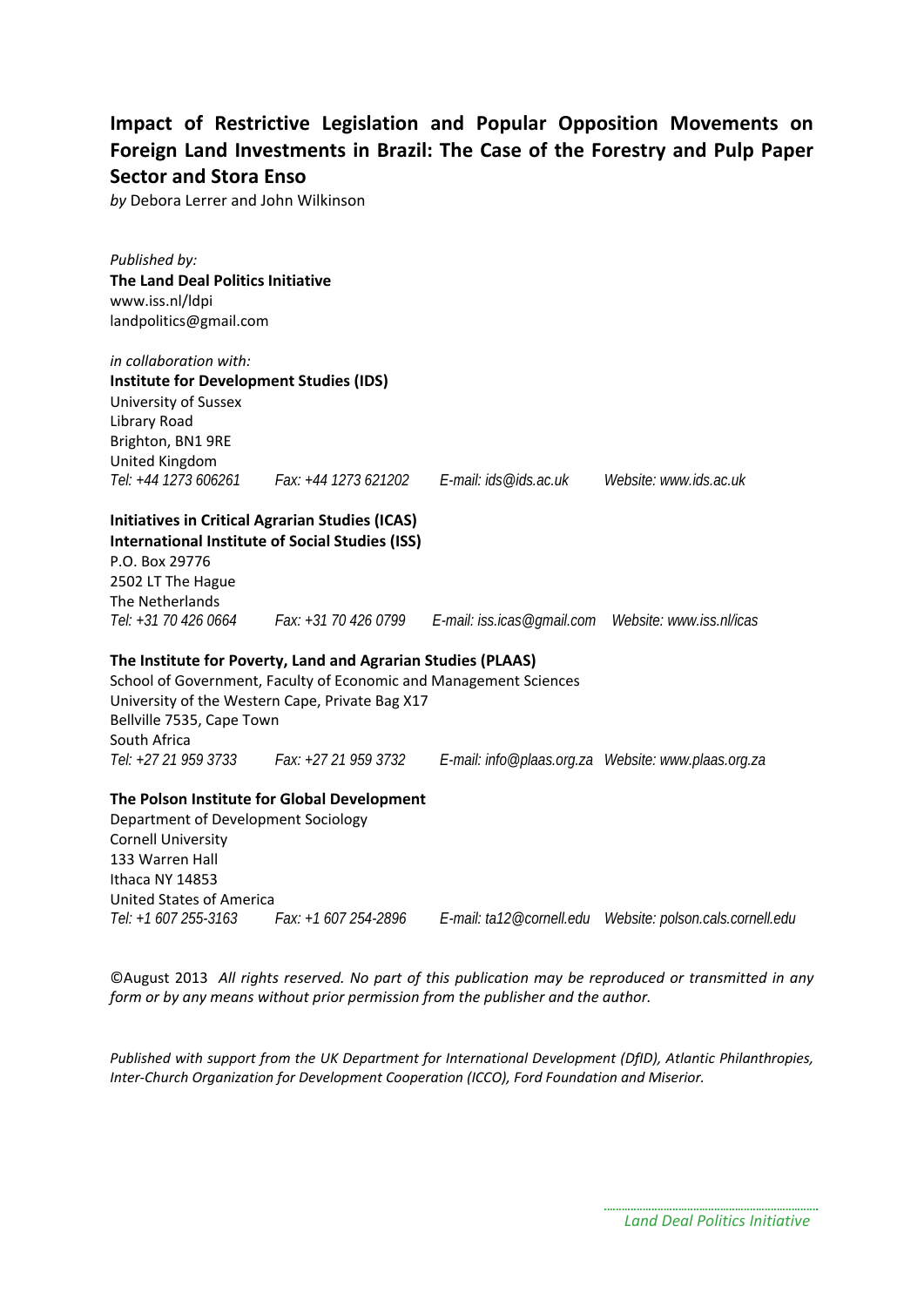# Impact of Restrictive Legislation and Popular Opposition Movements on Foreign Land Investments in Brazil: The Case of the Forestry and Pulp Paper Sector and Stora Enso

*by* Debora Lerrer and John Wilkinson

*Published by:*
**The Land Deal Politics Initiative**
www.iss.nl/ldpi
landpolitics@gmail.com

*in collaboration with:*
**Institute for Development Studies (IDS)**
University of Sussex
Library Road
Brighton, BN1 9RE
United Kingdom
*Tel: +44 1273 606261   Fax: +44 1273 621202   E-mail: ids@ids.ac.uk   Website: www.ids.ac.uk*

**Initiatives in Critical Agrarian Studies (ICAS)**
**International Institute of Social Studies (ISS)**
P.O. Box 29776
2502 LT The Hague
The Netherlands
*Tel: +31 70 426 0664   Fax: +31 70 426 0799   E-mail: iss.icas@gmail.com   Website: www.iss.nl/icas*

**The Institute for Poverty, Land and Agrarian Studies (PLAAS)**
School of Government, Faculty of Economic and Management Sciences
University of the Western Cape, Private Bag X17
Bellville 7535, Cape Town
South Africa
*Tel: +27 21 959 3733   Fax: +27 21 959 3732   E-mail: info@plaas.org.za   Website: www.plaas.org.za*

**The Polson Institute for Global Development**
Department of Development Sociology
Cornell University
133 Warren Hall
Ithaca NY 14853
United States of America
*Tel: +1 607 255-3163   Fax: +1 607 254-2896   E-mail: ta12@cornell.edu   Website: polson.cals.cornell.edu*

©August 2013 *All rights reserved. No part of this publication may be reproduced or transmitted in any form or by any means without prior permission from the publisher and the author.*

*Published with support from the UK Department for International Development (DfID), Atlantic Philanthropies, Inter-Church Organization for Development Cooperation (ICCO), Ford Foundation and Miserior.*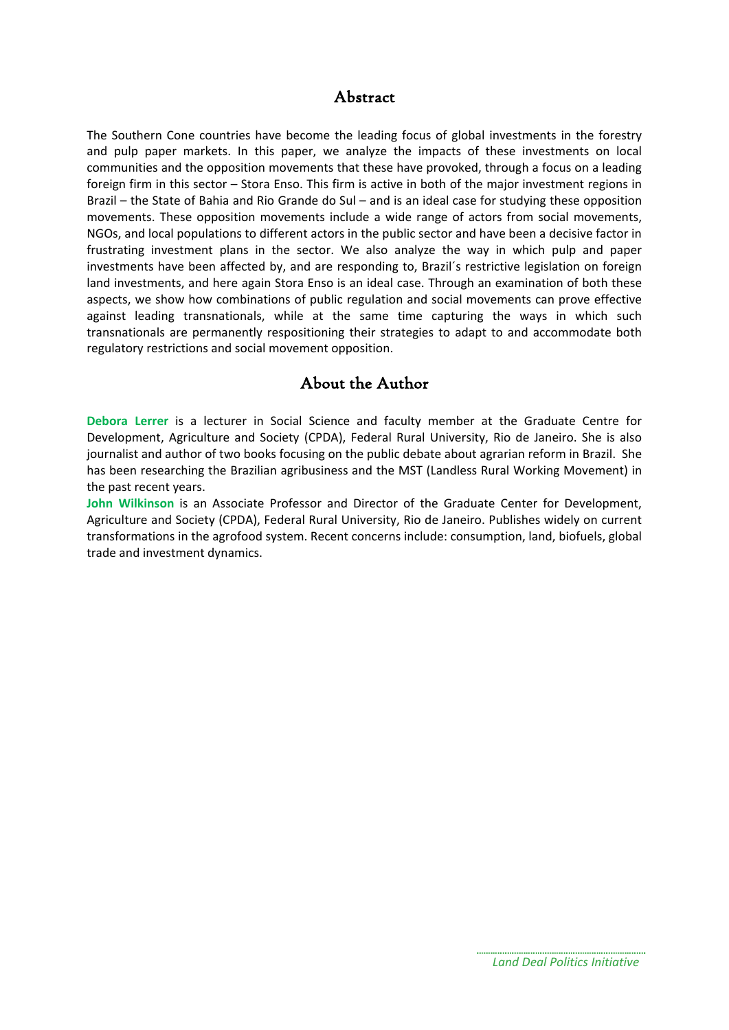## Abstract

The Southern Cone countries have become the leading focus of global investments in the forestry and pulp paper markets. In this paper, we analyze the impacts of these investments on local communities and the opposition movements that these have provoked, through a focus on a leading foreign firm in this sector – Stora Enso. This firm is active in both of the major investment regions in Brazil – the State of Bahia and Rio Grande do Sul – and is an ideal case for studying these opposition movements. These opposition movements include a wide range of actors from social movements, NGOs, and local populations to different actors in the public sector and have been a decisive factor in frustrating investment plans in the sector. We also analyze the way in which pulp and paper investments have been affected by, and are responding to, Brazil´s restrictive legislation on foreign land investments, and here again Stora Enso is an ideal case. Through an examination of both these aspects, we show how combinations of public regulation and social movements can prove effective against leading transnationals, while at the same time capturing the ways in which such transnationals are permanently respositioning their strategies to adapt to and accommodate both regulatory restrictions and social movement opposition.

## About the Author

**Debora Lerrer** is a lecturer in Social Science and faculty member at the Graduate Centre for Development, Agriculture and Society (CPDA), Federal Rural University, Rio de Janeiro. She is also journalist and author of two books focusing on the public debate about agrarian reform in Brazil. She has been researching the Brazilian agribusiness and the MST (Landless Rural Working Movement) in the past recent years.

**John Wilkinson** is an Associate Professor and Director of the Graduate Center for Development, Agriculture and Society (CPDA), Federal Rural University, Rio de Janeiro. Publishes widely on current transformations in the agrofood system. Recent concerns include: consumption, land, biofuels, global trade and investment dynamics.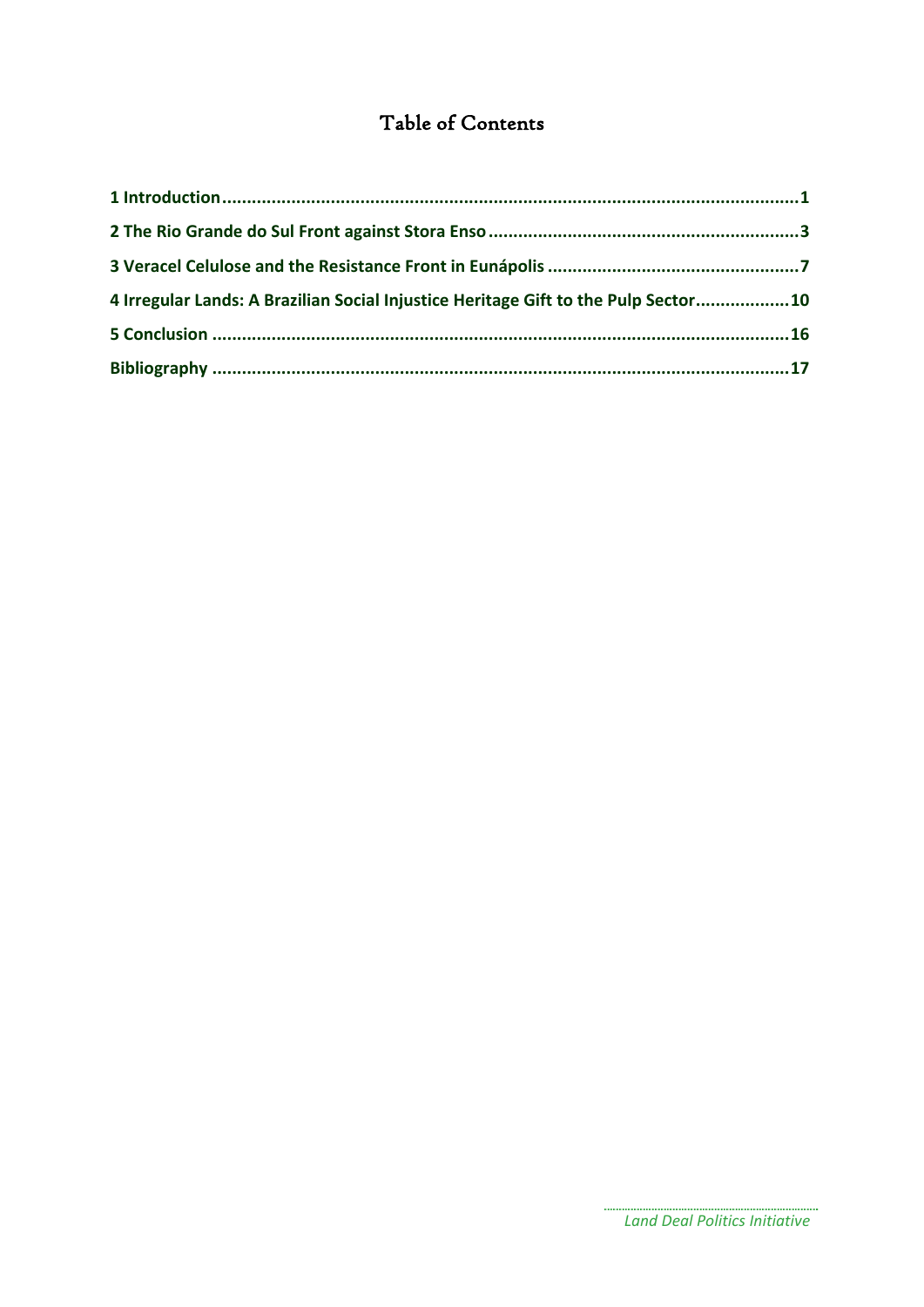# Table of Contents

1 Introduction ........................................................................................................ 1

2 The Rio Grande do Sul Front against Stora Enso ................................................... 3

3 Veracel Celulose and the Resistance Front in Eunápolis ........................................ 7

4 Irregular Lands: A Brazilian Social Injustice Heritage Gift to the Pulp Sector ............ 10

5 Conclusion .......................................................................................................... 16

Bibliography ........................................................................................................... 17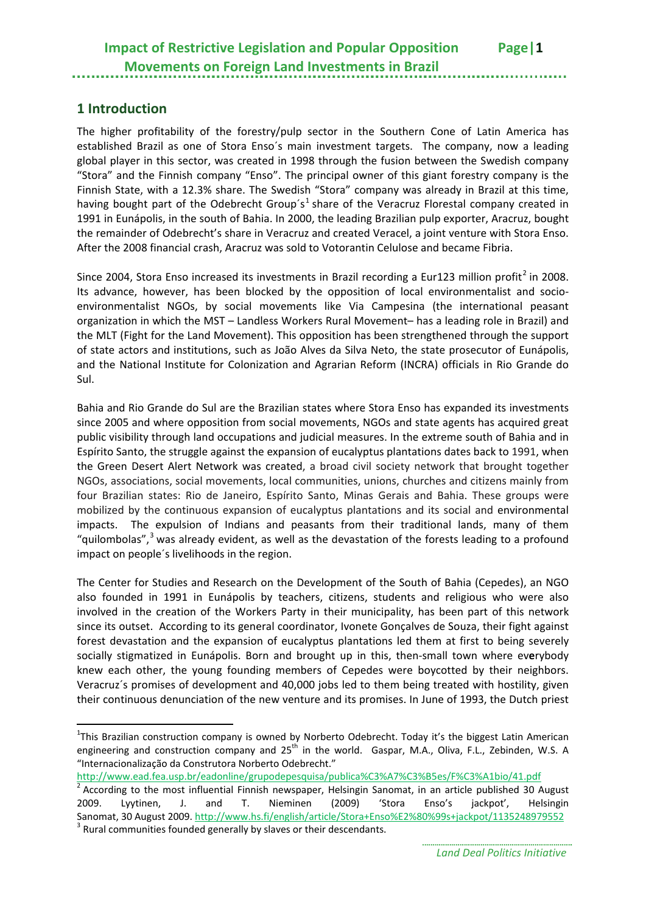## 1 Introduction

The higher profitability of the forestry/pulp sector in the Southern Cone of Latin America has established Brazil as one of Stora Enso´s main investment targets. The company, now a leading global player in this sector, was created in 1998 through the fusion between the Swedish company "Stora" and the Finnish company "Enso". The principal owner of this giant forestry company is the Finnish State, with a 12.3% share. The Swedish "Stora" company was already in Brazil at this time, having bought part of the Odebrecht Group´s[1] share of the Veracruz Florestal company created in 1991 in Eunápolis, in the south of Bahia. In 2000, the leading Brazilian pulp exporter, Aracruz, bought the remainder of Odebrecht's share in Veracruz and created Veracel, a joint venture with Stora Enso. After the 2008 financial crash, Aracruz was sold to Votorantin Celulose and became Fibria.

Since 2004, Stora Enso increased its investments in Brazil recording a Eur123 million profit[2] in 2008. Its advance, however, has been blocked by the opposition of local environmentalist and socio-environmentalist NGOs, by social movements like Via Campesina (the international peasant organization in which the MST – Landless Workers Rural Movement– has a leading role in Brazil) and the MLT (Fight for the Land Movement). This opposition has been strengthened through the support of state actors and institutions, such as João Alves da Silva Neto, the state prosecutor of Eunápolis, and the National Institute for Colonization and Agrarian Reform (INCRA) officials in Rio Grande do Sul.

Bahia and Rio Grande do Sul are the Brazilian states where Stora Enso has expanded its investments since 2005 and where opposition from social movements, NGOs and state agents has acquired great public visibility through land occupations and judicial measures. In the extreme south of Bahia and in Espírito Santo, the struggle against the expansion of eucalyptus plantations dates back to 1991, when the Green Desert Alert Network was created, a broad civil society network that brought together NGOs, associations, social movements, local communities, unions, churches and citizens mainly from four Brazilian states: Rio de Janeiro, Espírito Santo, Minas Gerais and Bahia. These groups were mobilized by the continuous expansion of eucalyptus plantations and its social and environmental impacts. The expulsion of Indians and peasants from their traditional lands, many of them "quilombolas",[3] was already evident, as well as the devastation of the forests leading to a profound impact on people´s livelihoods in the region.

The Center for Studies and Research on the Development of the South of Bahia (Cepedes), an NGO also founded in 1991 in Eunápolis by teachers, citizens, students and religious who were also involved in the creation of the Workers Party in their municipality, has been part of this network since its outset. According to its general coordinator, Ivonete Gonçalves de Souza, their fight against forest devastation and the expansion of eucalyptus plantations led them at first to being severely socially stigmatized in Eunápolis. Born and brought up in this, then-small town where everybody knew each other, the young founding members of Cepedes were boycotted by their neighbors. Veracruz´s promises of development and 40,000 jobs led to them being treated with hostility, given their continuous denunciation of the new venture and its promises. In June of 1993, the Dutch priest

---

[1] This Brazilian construction company is owned by Norberto Odebrecht. Today it's the biggest Latin American engineering and construction company and 25th in the world. Gaspar, M.A., Oliva, F.L., Zebinden, W.S. A "Internacionalização da Construtora Norberto Odebrecht." http://www.ead.fea.usp.br/eadonline/grupodepesquisa/publica%C3%A7%C3%B5es/F%C3%A1bio/41.pdf

[2] According to the most influential Finnish newspaper, Helsingin Sanomat, in an article published 30 August 2009. Lyytinen, J. and T. Nieminen (2009) 'Stora Enso's jackpot', Helsingin Sanomat, 30 August 2009. http://www.hs.fi/english/article/Stora+Enso%E2%80%99s+jackpot/1135248979552

[3] Rural communities founded generally by slaves or their descendants.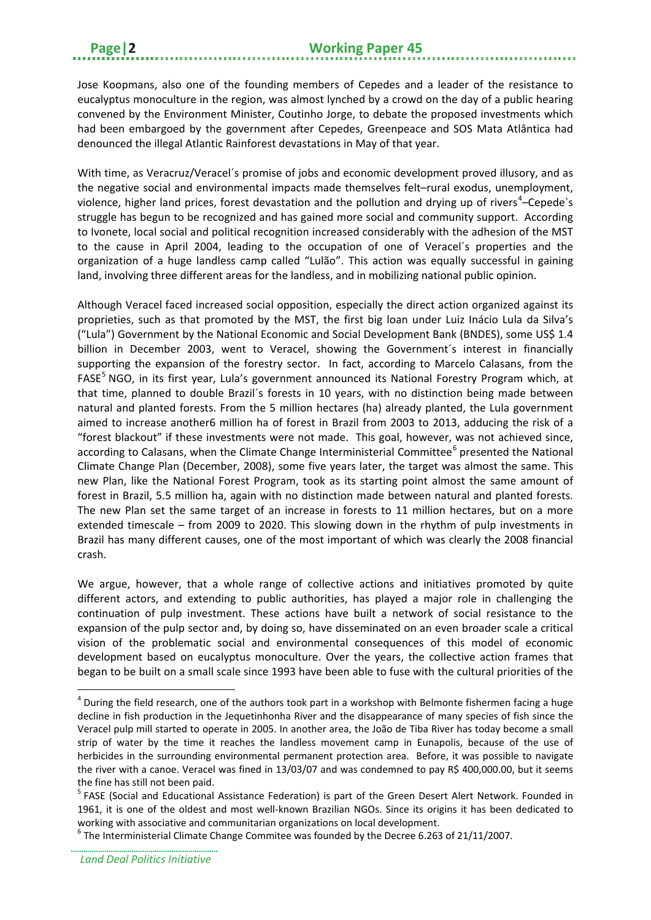Jose Koopmans, also one of the founding members of Cepedes and a leader of the resistance to eucalyptus monoculture in the region, was almost lynched by a crowd on the day of a public hearing convened by the Environment Minister, Coutinho Jorge, to debate the proposed investments which had been embargoed by the government after Cepedes, Greenpeace and SOS Mata Atlântica had denounced the illegal Atlantic Rainforest devastations in May of that year.

With time, as Veracruz/Veracel´s promise of jobs and economic development proved illusory, and as the negative social and environmental impacts made themselves felt–rural exodus, unemployment, violence, higher land prices, forest devastation and the pollution and drying up of rivers[4]–Cepede`s struggle has begun to be recognized and has gained more social and community support. According to Ivonete, local social and political recognition increased considerably with the adhesion of the MST to the cause in April 2004, leading to the occupation of one of Veracel´s properties and the organization of a huge landless camp called "Lulão". This action was equally successful in gaining land, involving three different areas for the landless, and in mobilizing national public opinion.

Although Veracel faced increased social opposition, especially the direct action organized against its proprieties, such as that promoted by the MST, the first big loan under Luiz Inácio Lula da Silva's ("Lula") Government by the National Economic and Social Development Bank (BNDES), some US$ 1.4 billion in December 2003, went to Veracel, showing the Government´s interest in financially supporting the expansion of the forestry sector. In fact, according to Marcelo Calasans, from the FASE[5] NGO, in its first year, Lula's government announced its National Forestry Program which, at that time, planned to double Brazil´s forests in 10 years, with no distinction being made between natural and planted forests. From the 5 million hectares (ha) already planted, the Lula government aimed to increase another6 million ha of forest in Brazil from 2003 to 2013, adducing the risk of a "forest blackout" if these investments were not made. This goal, however, was not achieved since, according to Calasans, when the Climate Change Interministerial Committee[6] presented the National Climate Change Plan (December, 2008), some five years later, the target was almost the same. This new Plan, like the National Forest Program, took as its starting point almost the same amount of forest in Brazil, 5.5 million ha, again with no distinction made between natural and planted forests. The new Plan set the same target of an increase in forests to 11 million hectares, but on a more extended timescale – from 2009 to 2020. This slowing down in the rhythm of pulp investments in Brazil has many different causes, one of the most important of which was clearly the 2008 financial crash.

We argue, however, that a whole range of collective actions and initiatives promoted by quite different actors, and extending to public authorities, has played a major role in challenging the continuation of pulp investment. These actions have built a network of social resistance to the expansion of the pulp sector and, by doing so, have disseminated on an even broader scale a critical vision of the problematic social and environmental consequences of this model of economic development based on eucalyptus monoculture. Over the years, the collective action frames that began to be built on a small scale since 1993 have been able to fuse with the cultural priorities of the

---

[4] During the field research, one of the authors took part in a workshop with Belmonte fishermen facing a huge decline in fish production in the Jequetinhonha River and the disappearance of many species of fish since the Veracel pulp mill started to operate in 2005. In another area, the João de Tiba River has today become a small strip of water by the time it reaches the landless movement camp in Eunapolis, because of the use of herbicides in the surrounding environmental permanent protection area. Before, it was possible to navigate the river with a canoe. Veracel was fined in 13/03/07 and was condemned to pay R$ 400,000.00, but it seems the fine has still not been paid.

[5] FASE (Social and Educational Assistance Federation) is part of the Green Desert Alert Network. Founded in 1961, it is one of the oldest and most well-known Brazilian NGOs. Since its origins it has been dedicated to working with associative and communitarian organizations on local development.

[6] The Interministerial Climate Change Commitee was founded by the Decree 6.263 of 21/11/2007.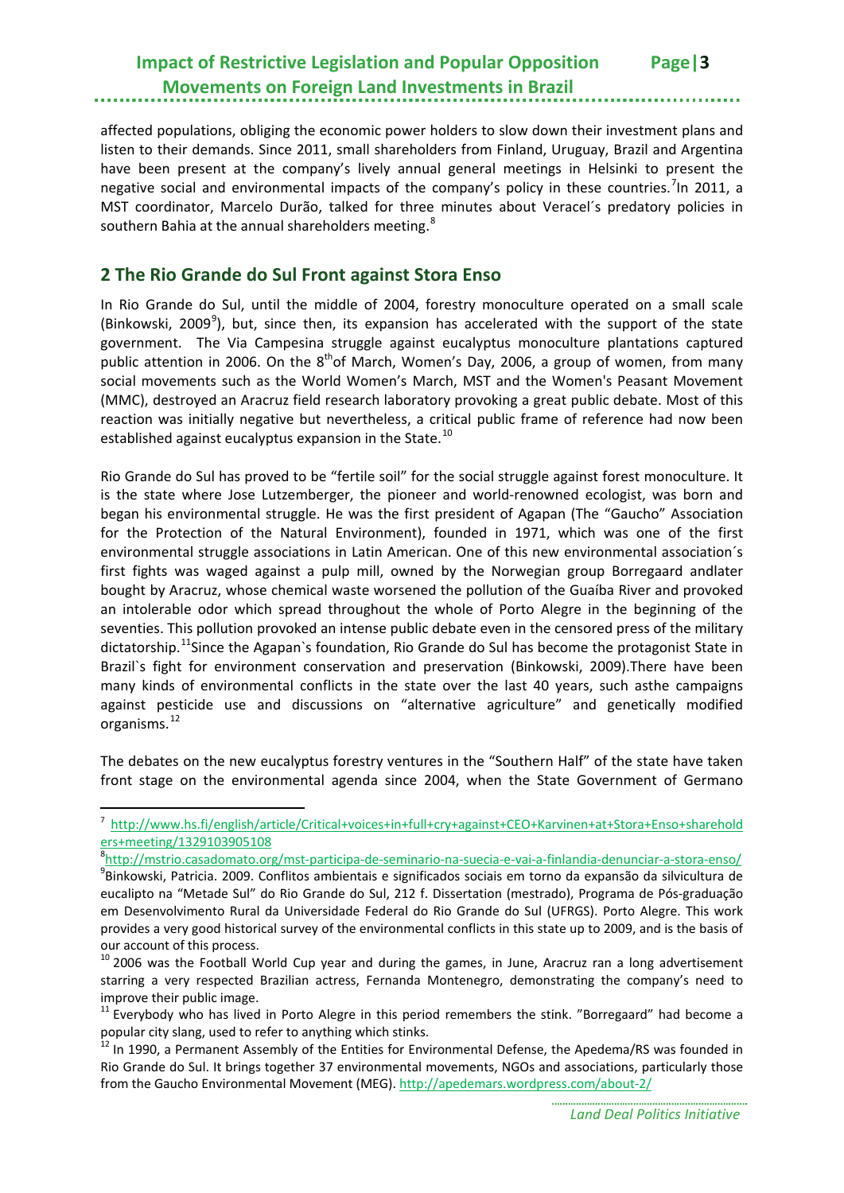affected populations, obliging the economic power holders to slow down their investment plans and listen to their demands. Since 2011, small shareholders from Finland, Uruguay, Brazil and Argentina have been present at the company's lively annual general meetings in Helsinki to present the negative social and environmental impacts of the company's policy in these countries.[7] In 2011, a MST coordinator, Marcelo Durão, talked for three minutes about Veracel´s predatory policies in southern Bahia at the annual shareholders meeting.[8]

## 2 The Rio Grande do Sul Front against Stora Enso

In Rio Grande do Sul, until the middle of 2004, forestry monoculture operated on a small scale (Binkowski, 2009[9]), but, since then, its expansion has accelerated with the support of the state government. The Via Campesina struggle against eucalyptus monoculture plantations captured public attention in 2006. On the 8th of March, Women's Day, 2006, a group of women, from many social movements such as the World Women's March, MST and the Women's Peasant Movement (MMC), destroyed an Aracruz field research laboratory provoking a great public debate. Most of this reaction was initially negative but nevertheless, a critical public frame of reference had now been established against eucalyptus expansion in the State.[10]

Rio Grande do Sul has proved to be "fertile soil" for the social struggle against forest monoculture. It is the state where Jose Lutzemberger, the pioneer and world-renowned ecologist, was born and began his environmental struggle. He was the first president of Agapan (The "Gaucho" Association for the Protection of the Natural Environment), founded in 1971, which was one of the first environmental struggle associations in Latin American. One of this new environmental association´s first fights was waged against a pulp mill, owned by the Norwegian group Borregaard andlater bought by Aracruz, whose chemical waste worsened the pollution of the Guaíba River and provoked an intolerable odor which spread throughout the whole of Porto Alegre in the beginning of the seventies. This pollution provoked an intense public debate even in the censored press of the military dictatorship.[11] Since the Agapan`s foundation, Rio Grande do Sul has become the protagonist State in Brazil`s fight for environment conservation and preservation (Binkowski, 2009).There have been many kinds of environmental conflicts in the state over the last 40 years, such asthe campaigns against pesticide use and discussions on "alternative agriculture" and genetically modified organisms.[12]

The debates on the new eucalyptus forestry ventures in the "Southern Half" of the state have taken front stage on the environmental agenda since 2004, when the State Government of Germano

---

[7] http://www.hs.fi/english/article/Critical+voices+in+full+cry+against+CEO+Karvinen+at+Stora+Enso+shareholders+meeting/1329103905108

[8] http://mstrio.casadomato.org/mst-participa-de-seminario-na-suecia-e-vai-a-finlandia-denunciar-a-stora-enso/

[9] Binkowski, Patricia. 2009. Conflitos ambientais e significados sociais em torno da expansão da silvicultura de eucalipto na "Metade Sul" do Rio Grande do Sul, 212 f. Dissertation (mestrado), Programa de Pós-graduação em Desenvolvimento Rural da Universidade Federal do Rio Grande do Sul (UFRGS). Porto Alegre. This work provides a very good historical survey of the environmental conflicts in this state up to 2009, and is the basis of our account of this process.

[10] 2006 was the Football World Cup year and during the games, in June, Aracruz ran a long advertisement starring a very respected Brazilian actress, Fernanda Montenegro, demonstrating the company's need to improve their public image.

[11] Everybody who has lived in Porto Alegre in this period remembers the stink. "Borregaard" had become a popular city slang, used to refer to anything which stinks.

[12] In 1990, a Permanent Assembly of the Entities for Environmental Defense, the Apedema/RS was founded in Rio Grande do Sul. It brings together 37 environmental movements, NGOs and associations, particularly those from the Gaucho Environmental Movement (MEG). http://apedemars.wordpress.com/about-2/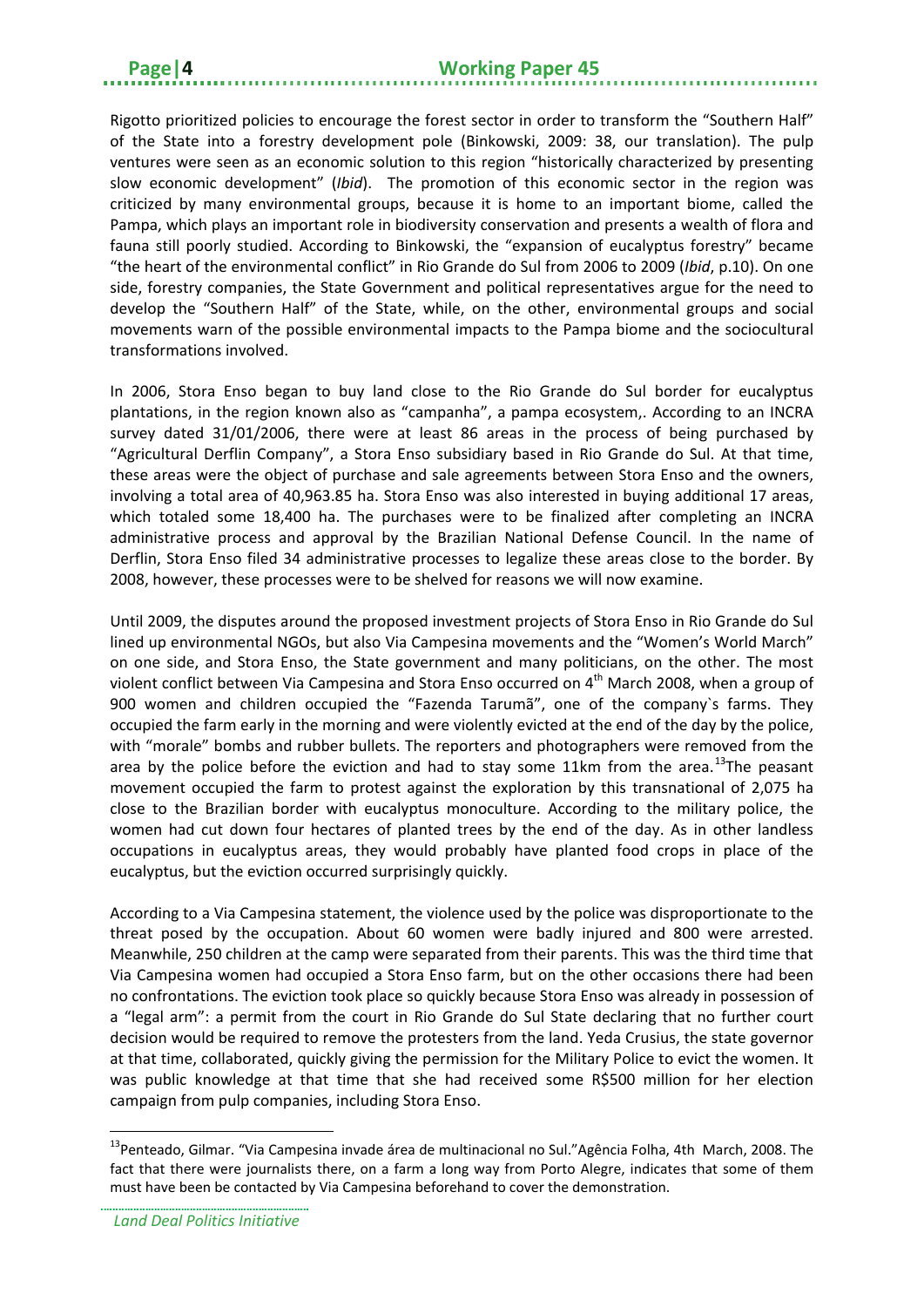Rigotto prioritized policies to encourage the forest sector in order to transform the "Southern Half" of the State into a forestry development pole (Binkowski, 2009: 38, our translation). The pulp ventures were seen as an economic solution to this region "historically characterized by presenting slow economic development" (*Ibid*). The promotion of this economic sector in the region was criticized by many environmental groups, because it is home to an important biome, called the Pampa, which plays an important role in biodiversity conservation and presents a wealth of flora and fauna still poorly studied. According to Binkowski, the "expansion of eucalyptus forestry" became "the heart of the environmental conflict" in Rio Grande do Sul from 2006 to 2009 (*Ibid*, p.10). On one side, forestry companies, the State Government and political representatives argue for the need to develop the "Southern Half" of the State, while, on the other, environmental groups and social movements warn of the possible environmental impacts to the Pampa biome and the sociocultural transformations involved.

In 2006, Stora Enso began to buy land close to the Rio Grande do Sul border for eucalyptus plantations, in the region known also as "campanha", a pampa ecosystem,. According to an INCRA survey dated 31/01/2006, there were at least 86 areas in the process of being purchased by "Agricultural Derflin Company", a Stora Enso subsidiary based in Rio Grande do Sul. At that time, these areas were the object of purchase and sale agreements between Stora Enso and the owners, involving a total area of 40,963.85 ha. Stora Enso was also interested in buying additional 17 areas, which totaled some 18,400 ha. The purchases were to be finalized after completing an INCRA administrative process and approval by the Brazilian National Defense Council. In the name of Derflin, Stora Enso filed 34 administrative processes to legalize these areas close to the border. By 2008, however, these processes were to be shelved for reasons we will now examine.

Until 2009, the disputes around the proposed investment projects of Stora Enso in Rio Grande do Sul lined up environmental NGOs, but also Via Campesina movements and the "Women's World March" on one side, and Stora Enso, the State government and many politicians, on the other. The most violent conflict between Via Campesina and Stora Enso occurred on 4th March 2008, when a group of 900 women and children occupied the "Fazenda Tarumã", one of the company`s farms. They occupied the farm early in the morning and were violently evicted at the end of the day by the police, with "morale" bombs and rubber bullets. The reporters and photographers were removed from the area by the police before the eviction and had to stay some 11km from the area.[13]The peasant movement occupied the farm to protest against the exploration by this transnational of 2,075 ha close to the Brazilian border with eucalyptus monoculture. According to the military police, the women had cut down four hectares of planted trees by the end of the day. As in other landless occupations in eucalyptus areas, they would probably have planted food crops in place of the eucalyptus, but the eviction occurred surprisingly quickly.

According to a Via Campesina statement, the violence used by the police was disproportionate to the threat posed by the occupation. About 60 women were badly injured and 800 were arrested. Meanwhile, 250 children at the camp were separated from their parents. This was the third time that Via Campesina women had occupied a Stora Enso farm, but on the other occasions there had been no confrontations. The eviction took place so quickly because Stora Enso was already in possession of a "legal arm": a permit from the court in Rio Grande do Sul State declaring that no further court decision would be required to remove the protesters from the land. Yeda Crusius, the state governor at that time, collaborated, quickly giving the permission for the Military Police to evict the women. It was public knowledge at that time that she had received some R$500 million for her election campaign from pulp companies, including Stora Enso.

[13]Penteado, Gilmar. "Via Campesina invade área de multinacional no Sul."Agência Folha, 4th March, 2008. The fact that there were journalists there, on a farm a long way from Porto Alegre, indicates that some of them must have been be contacted by Via Campesina beforehand to cover the demonstration.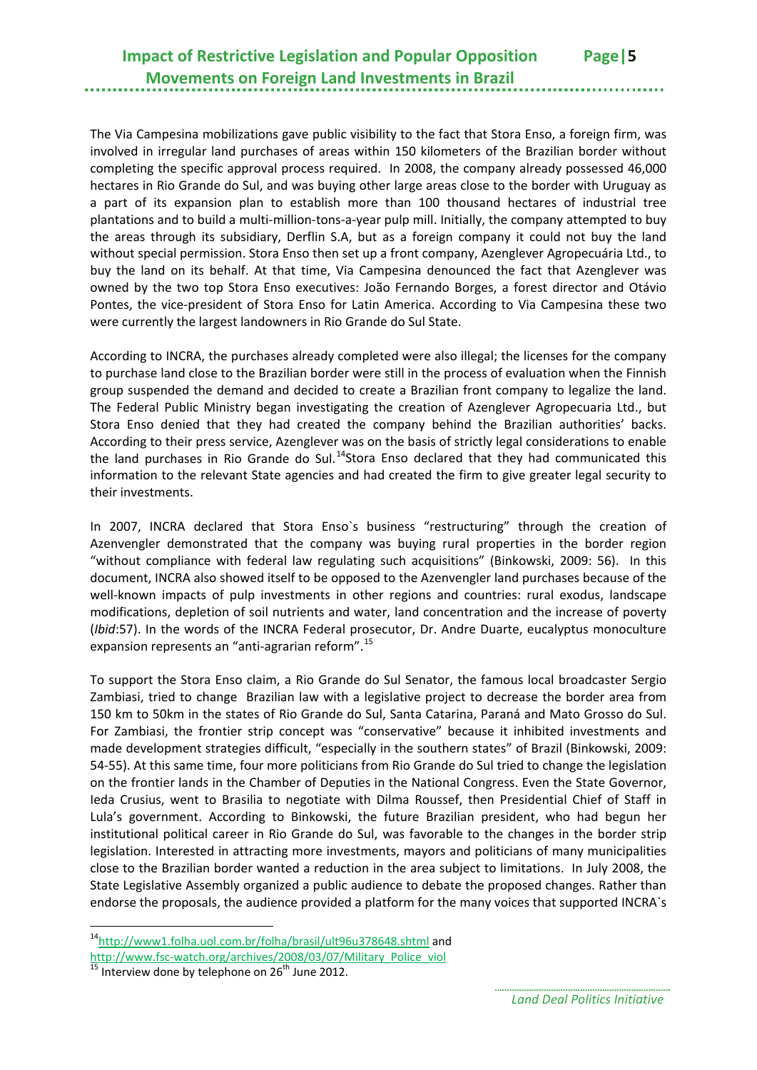The Via Campesina mobilizations gave public visibility to the fact that Stora Enso, a foreign firm, was involved in irregular land purchases of areas within 150 kilometers of the Brazilian border without completing the specific approval process required. In 2008, the company already possessed 46,000 hectares in Rio Grande do Sul, and was buying other large areas close to the border with Uruguay as a part of its expansion plan to establish more than 100 thousand hectares of industrial tree plantations and to build a multi-million-tons-a-year pulp mill. Initially, the company attempted to buy the areas through its subsidiary, Derflin S.A, but as a foreign company it could not buy the land without special permission. Stora Enso then set up a front company, Azenglever Agropecuária Ltd., to buy the land on its behalf. At that time, Via Campesina denounced the fact that Azenglever was owned by the two top Stora Enso executives: João Fernando Borges, a forest director and Otávio Pontes, the vice-president of Stora Enso for Latin America. According to Via Campesina these two were currently the largest landowners in Rio Grande do Sul State.

According to INCRA, the purchases already completed were also illegal; the licenses for the company to purchase land close to the Brazilian border were still in the process of evaluation when the Finnish group suspended the demand and decided to create a Brazilian front company to legalize the land. The Federal Public Ministry began investigating the creation of Azenglever Agropecuaria Ltd., but Stora Enso denied that they had created the company behind the Brazilian authorities' backs. According to their press service, Azenglever was on the basis of strictly legal considerations to enable the land purchases in Rio Grande do Sul.[14] Stora Enso declared that they had communicated this information to the relevant State agencies and had created the firm to give greater legal security to their investments.

In 2007, INCRA declared that Stora Enso`s business "restructuring" through the creation of Azenvengler demonstrated that the company was buying rural properties in the border region "without compliance with federal law regulating such acquisitions" (Binkowski, 2009: 56). In this document, INCRA also showed itself to be opposed to the Azenvengler land purchases because of the well-known impacts of pulp investments in other regions and countries: rural exodus, landscape modifications, depletion of soil nutrients and water, land concentration and the increase of poverty (*Ibid*:57). In the words of the INCRA Federal prosecutor, Dr. Andre Duarte, eucalyptus monoculture expansion represents an "anti-agrarian reform".[15]

To support the Stora Enso claim, a Rio Grande do Sul Senator, the famous local broadcaster Sergio Zambiasi, tried to change Brazilian law with a legislative project to decrease the border area from 150 km to 50km in the states of Rio Grande do Sul, Santa Catarina, Paraná and Mato Grosso do Sul. For Zambiasi, the frontier strip concept was "conservative" because it inhibited investments and made development strategies difficult, "especially in the southern states" of Brazil (Binkowski, 2009: 54-55). At this same time, four more politicians from Rio Grande do Sul tried to change the legislation on the frontier lands in the Chamber of Deputies in the National Congress. Even the State Governor, Ieda Crusius, went to Brasilia to negotiate with Dilma Roussef, then Presidential Chief of Staff in Lula's government. According to Binkowski, the future Brazilian president, who had begun her institutional political career in Rio Grande do Sul, was favorable to the changes in the border strip legislation. Interested in attracting more investments, mayors and politicians of many municipalities close to the Brazilian border wanted a reduction in the area subject to limitations. In July 2008, the State Legislative Assembly organized a public audience to debate the proposed changes. Rather than endorse the proposals, the audience provided a platform for the many voices that supported INCRA`s

---

[14] http://www1.folha.uol.com.br/folha/brasil/ult96u378648.shtml and http://www.fsc-watch.org/archives/2008/03/07/Military_Police_viol

[15] Interview done by telephone on 26th June 2012.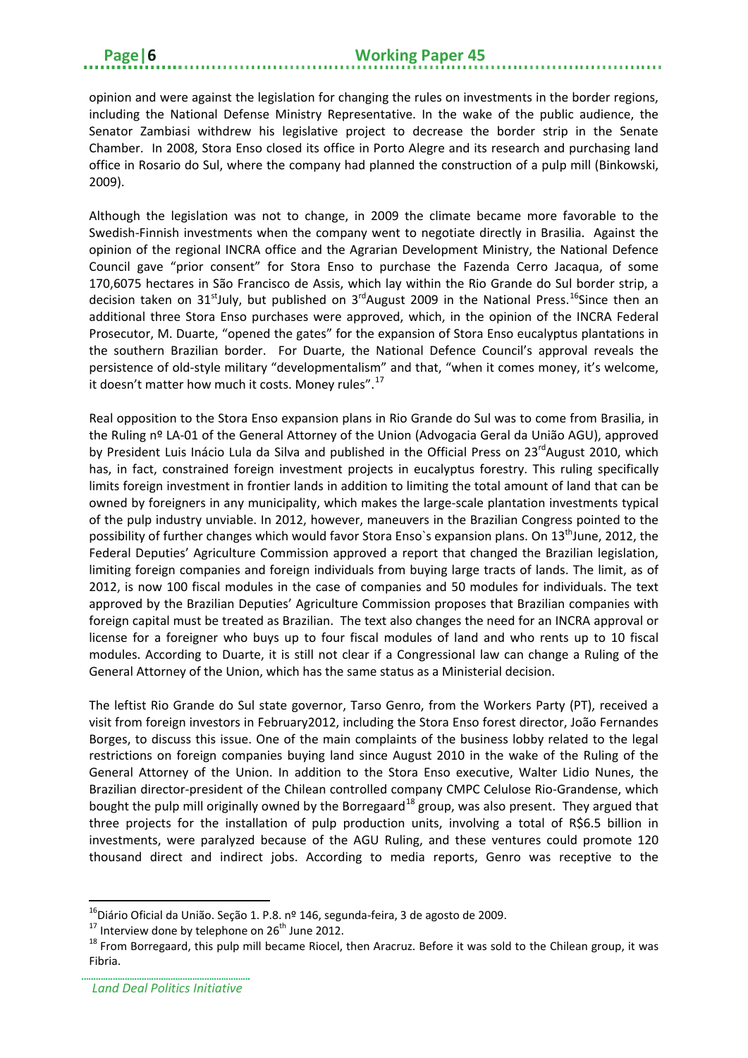opinion and were against the legislation for changing the rules on investments in the border regions, including the National Defense Ministry Representative. In the wake of the public audience, the Senator Zambiasi withdrew his legislative project to decrease the border strip in the Senate Chamber. In 2008, Stora Enso closed its office in Porto Alegre and its research and purchasing land office in Rosario do Sul, where the company had planned the construction of a pulp mill (Binkowski, 2009).

Although the legislation was not to change, in 2009 the climate became more favorable to the Swedish-Finnish investments when the company went to negotiate directly in Brasilia. Against the opinion of the regional INCRA office and the Agrarian Development Ministry, the National Defence Council gave "prior consent" for Stora Enso to purchase the Fazenda Cerro Jacaqua, of some 170,6075 hectares in São Francisco de Assis, which lay within the Rio Grande do Sul border strip, a decision taken on 31st July, but published on 3rd August 2009 in the National Press.[16] Since then an additional three Stora Enso purchases were approved, which, in the opinion of the INCRA Federal Prosecutor, M. Duarte, "opened the gates" for the expansion of Stora Enso eucalyptus plantations in the southern Brazilian border. For Duarte, the National Defence Council's approval reveals the persistence of old-style military "developmentalism" and that, "when it comes money, it's welcome, it doesn't matter how much it costs. Money rules".[17]

Real opposition to the Stora Enso expansion plans in Rio Grande do Sul was to come from Brasilia, in the Ruling nº LA-01 of the General Attorney of the Union (Advogacia Geral da União AGU), approved by President Luis Inácio Lula da Silva and published in the Official Press on 23rd August 2010, which has, in fact, constrained foreign investment projects in eucalyptus forestry. This ruling specifically limits foreign investment in frontier lands in addition to limiting the total amount of land that can be owned by foreigners in any municipality, which makes the large-scale plantation investments typical of the pulp industry unviable. In 2012, however, maneuvers in the Brazilian Congress pointed to the possibility of further changes which would favor Stora Enso`s expansion plans. On 13th June, 2012, the Federal Deputies' Agriculture Commission approved a report that changed the Brazilian legislation, limiting foreign companies and foreign individuals from buying large tracts of lands. The limit, as of 2012, is now 100 fiscal modules in the case of companies and 50 modules for individuals. The text approved by the Brazilian Deputies' Agriculture Commission proposes that Brazilian companies with foreign capital must be treated as Brazilian. The text also changes the need for an INCRA approval or license for a foreigner who buys up to four fiscal modules of land and who rents up to 10 fiscal modules. According to Duarte, it is still not clear if a Congressional law can change a Ruling of the General Attorney of the Union, which has the same status as a Ministerial decision.

The leftist Rio Grande do Sul state governor, Tarso Genro, from the Workers Party (PT), received a visit from foreign investors in February2012, including the Stora Enso forest director, João Fernandes Borges, to discuss this issue. One of the main complaints of the business lobby related to the legal restrictions on foreign companies buying land since August 2010 in the wake of the Ruling of the General Attorney of the Union. In addition to the Stora Enso executive, Walter Lidio Nunes, the Brazilian director-president of the Chilean controlled company CMPC Celulose Rio-Grandense, which bought the pulp mill originally owned by the Borregaard[18] group, was also present. They argued that three projects for the installation of pulp production units, involving a total of R$6.5 billion in investments, were paralyzed because of the AGU Ruling, and these ventures could promote 120 thousand direct and indirect jobs. According to media reports, Genro was receptive to the

---

[16] Diário Oficial da União. Seção 1. P.8. nº 146, segunda-feira, 3 de agosto de 2009.

[17] Interview done by telephone on 26th June 2012.

[18] From Borregaard, this pulp mill became Riocel, then Aracruz. Before it was sold to the Chilean group, it was Fibria.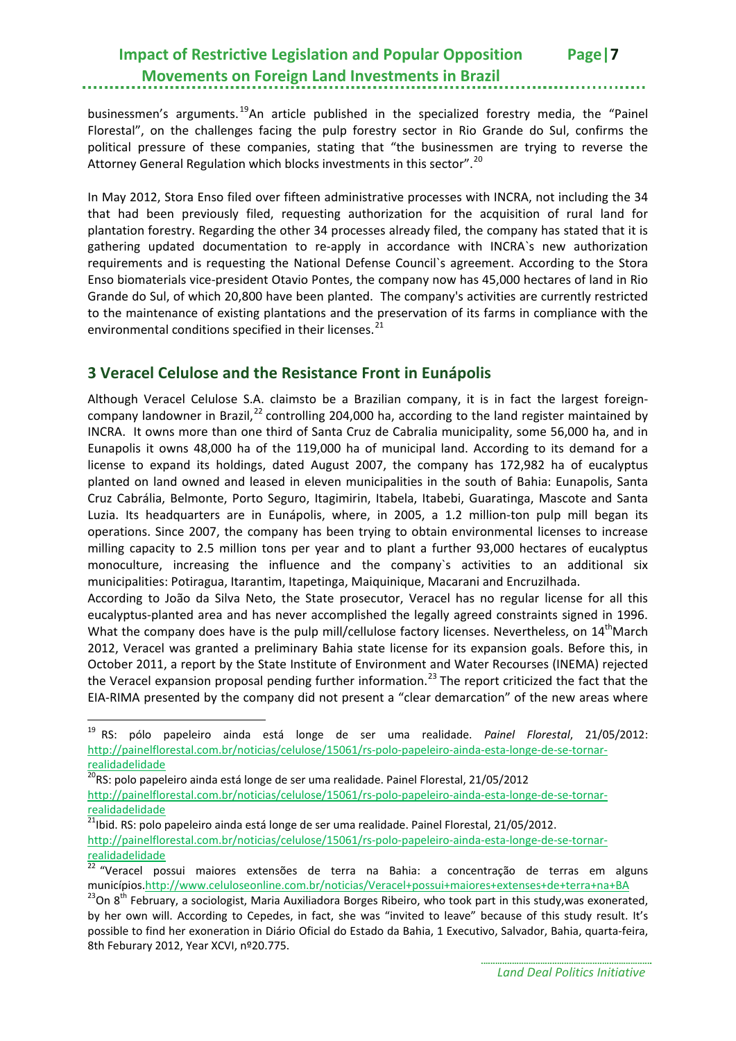businessmen's arguments.[19]An article published in the specialized forestry media, the "Painel Florestal", on the challenges facing the pulp forestry sector in Rio Grande do Sul, confirms the political pressure of these companies, stating that "the businessmen are trying to reverse the Attorney General Regulation which blocks investments in this sector".[20]

In May 2012, Stora Enso filed over fifteen administrative processes with INCRA, not including the 34 that had been previously filed, requesting authorization for the acquisition of rural land for plantation forestry. Regarding the other 34 processes already filed, the company has stated that it is gathering updated documentation to re-apply in accordance with INCRA`s new authorization requirements and is requesting the National Defense Council`s agreement. According to the Stora Enso biomaterials vice-president Otavio Pontes, the company now has 45,000 hectares of land in Rio Grande do Sul, of which 20,800 have been planted. The company's activities are currently restricted to the maintenance of existing plantations and the preservation of its farms in compliance with the environmental conditions specified in their licenses.[21]

## 3 Veracel Celulose and the Resistance Front in Eunápolis

Although Veracel Celulose S.A. claimsto be a Brazilian company, it is in fact the largest foreign-company landowner in Brazil,[22] controlling 204,000 ha, according to the land register maintained by INCRA. It owns more than one third of Santa Cruz de Cabralia municipality, some 56,000 ha, and in Eunapolis it owns 48,000 ha of the 119,000 ha of municipal land. According to its demand for a license to expand its holdings, dated August 2007, the company has 172,982 ha of eucalyptus planted on land owned and leased in eleven municipalities in the south of Bahia: Eunapolis, Santa Cruz Cabrália, Belmonte, Porto Seguro, Itagimirin, Itabela, Itabebi, Guaratinga, Mascote and Santa Luzia. Its headquarters are in Eunápolis, where, in 2005, a 1.2 million-ton pulp mill began its operations. Since 2007, the company has been trying to obtain environmental licenses to increase milling capacity to 2.5 million tons per year and to plant a further 93,000 hectares of eucalyptus monoculture, increasing the influence and the company`s activities to an additional six municipalities: Potiragua, Itarantim, Itapetinga, Maiquinique, Macarani and Encruzilhada.

According to João da Silva Neto, the State prosecutor, Veracel has no regular license for all this eucalyptus-planted area and has never accomplished the legally agreed constraints signed in 1996. What the company does have is the pulp mill/cellulose factory licenses. Nevertheless, on 14thMarch 2012, Veracel was granted a preliminary Bahia state license for its expansion goals. Before this, in October 2011, a report by the State Institute of Environment and Water Recourses (INEMA) rejected the Veracel expansion proposal pending further information.[23] The report criticized the fact that the EIA-RIMA presented by the company did not present a "clear demarcation" of the new areas where

---

[19] RS: pólo papeleiro ainda está longe de ser uma realidade. *Painel Florestal*, 21/05/2012: http://painelflorestal.com.br/noticias/celulose/15061/rs-polo-papeleiro-ainda-esta-longe-de-se-tornar-realidadelidade

[20] RS: polo papeleiro ainda está longe de ser uma realidade. Painel Florestal, 21/05/2012 http://painelflorestal.com.br/noticias/celulose/15061/rs-polo-papeleiro-ainda-esta-longe-de-se-tornar-realidadelidade

[21] Ibid. RS: polo papeleiro ainda está longe de ser uma realidade. Painel Florestal, 21/05/2012. http://painelflorestal.com.br/noticias/celulose/15061/rs-polo-papeleiro-ainda-esta-longe-de-se-tornar-realidadelidade

[22] "Veracel possui maiores extensões de terra na Bahia: a concentração de terras em alguns municípios.http://www.celuloseonline.com.br/noticias/Veracel+possui+maiores+extenses+de+terra+na+BA

[23] On 8th February, a sociologist, Maria Auxiliadora Borges Ribeiro, who took part in this study,was exonerated, by her own will. According to Cepedes, in fact, she was "invited to leave" because of this study result. It's possible to find her exoneration in Diário Oficial do Estado da Bahia, 1 Executivo, Salvador, Bahia, quarta-feira, 8th Feburary 2012, Year XCVI, nº20.775.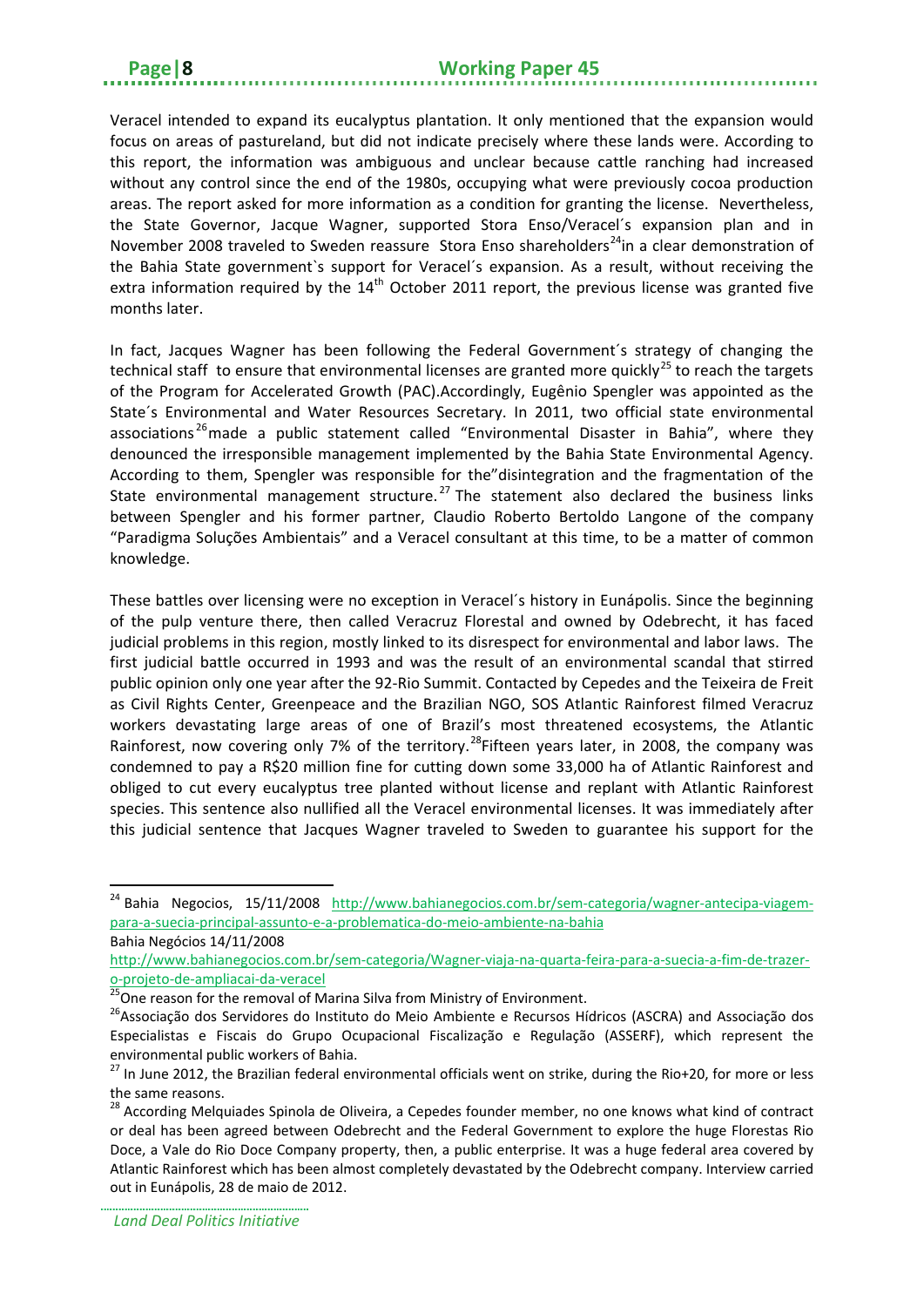Veracel intended to expand its eucalyptus plantation. It only mentioned that the expansion would focus on areas of pastureland, but did not indicate precisely where these lands were. According to this report, the information was ambiguous and unclear because cattle ranching had increased without any control since the end of the 1980s, occupying what were previously cocoa production areas. The report asked for more information as a condition for granting the license. Nevertheless, the State Governor, Jacque Wagner, supported Stora Enso/Veracel´s expansion plan and in November 2008 traveled to Sweden reassure Stora Enso shareholders[24]in a clear demonstration of the Bahia State government`s support for Veracel´s expansion. As a result, without receiving the extra information required by the 14th October 2011 report, the previous license was granted five months later.

In fact, Jacques Wagner has been following the Federal Government´s strategy of changing the technical staff to ensure that environmental licenses are granted more quickly[25] to reach the targets of the Program for Accelerated Growth (PAC).Accordingly, Eugênio Spengler was appointed as the State´s Environmental and Water Resources Secretary. In 2011, two official state environmental associations[26]made a public statement called "Environmental Disaster in Bahia", where they denounced the irresponsible management implemented by the Bahia State Environmental Agency. According to them, Spengler was responsible for the"disintegration and the fragmentation of the State environmental management structure.[27] The statement also declared the business links between Spengler and his former partner, Claudio Roberto Bertoldo Langone of the company "Paradigma Soluções Ambientais" and a Veracel consultant at this time, to be a matter of common knowledge.

These battles over licensing were no exception in Veracel´s history in Eunápolis. Since the beginning of the pulp venture there, then called Veracruz Florestal and owned by Odebrecht, it has faced judicial problems in this region, mostly linked to its disrespect for environmental and labor laws. The first judicial battle occurred in 1993 and was the result of an environmental scandal that stirred public opinion only one year after the 92-Rio Summit. Contacted by Cepedes and the Teixeira de Freit as Civil Rights Center, Greenpeace and the Brazilian NGO, SOS Atlantic Rainforest filmed Veracruz workers devastating large areas of one of Brazil's most threatened ecosystems, the Atlantic Rainforest, now covering only 7% of the territory.[28]Fifteen years later, in 2008, the company was condemned to pay a R$20 million fine for cutting down some 33,000 ha of Atlantic Rainforest and obliged to cut every eucalyptus tree planted without license and replant with Atlantic Rainforest species. This sentence also nullified all the Veracel environmental licenses. It was immediately after this judicial sentence that Jacques Wagner traveled to Sweden to guarantee his support for the

---

[24] Bahia Negocios, 15/11/2008 http://www.bahianegocios.com.br/sem-categoria/wagner-antecipa-viagem-para-a-suecia-principal-assunto-e-a-problematica-do-meio-ambiente-na-bahia
Bahia Negócios 14/11/2008
http://www.bahianegocios.com.br/sem-categoria/Wagner-viaja-na-quarta-feira-para-a-suecia-a-fim-de-trazer-o-projeto-de-ampliacai-da-veracel

[25] One reason for the removal of Marina Silva from Ministry of Environment.

[26] Associação dos Servidores do Instituto do Meio Ambiente e Recursos Hídricos (ASCRA) and Associação dos Especialistas e Fiscais do Grupo Ocupacional Fiscalização e Regulação (ASSERF), which represent the environmental public workers of Bahia.

[27] In June 2012, the Brazilian federal environmental officials went on strike, during the Rio+20, for more or less the same reasons.

[28] According Melquiades Spinola de Oliveira, a Cepedes founder member, no one knows what kind of contract or deal has been agreed between Odebrecht and the Federal Government to explore the huge Florestas Rio Doce, a Vale do Rio Doce Company property, then, a public enterprise. It was a huge federal area covered by Atlantic Rainforest which has been almost completely devastated by the Odebrecht company. Interview carried out in Eunápolis, 28 de maio de 2012.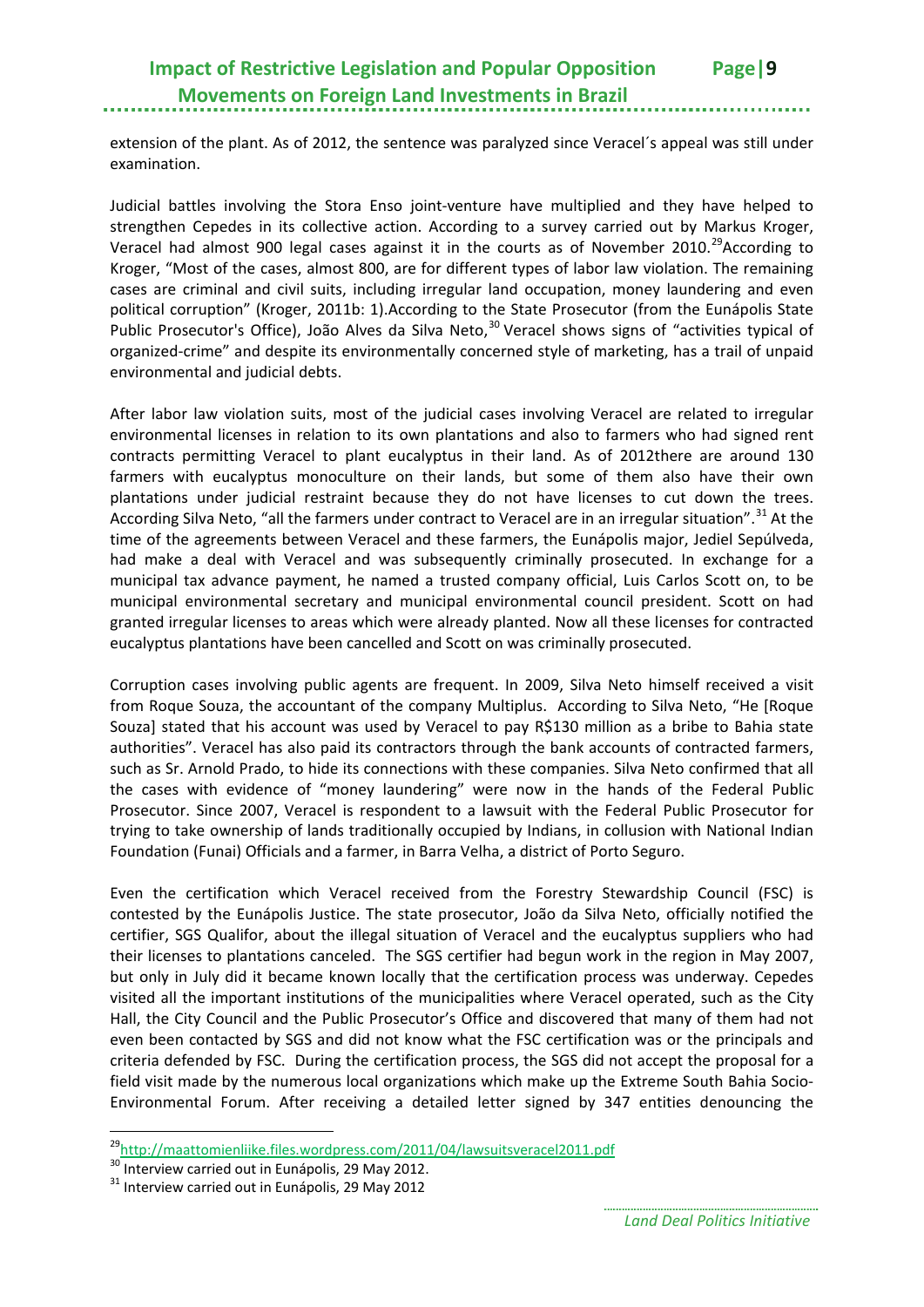extension of the plant. As of 2012, the sentence was paralyzed since Veracel´s appeal was still under examination.

Judicial battles involving the Stora Enso joint-venture have multiplied and they have helped to strengthen Cepedes in its collective action. According to a survey carried out by Markus Kroger, Veracel had almost 900 legal cases against it in the courts as of November 2010.[29]According to Kroger, "Most of the cases, almost 800, are for different types of labor law violation. The remaining cases are criminal and civil suits, including irregular land occupation, money laundering and even political corruption" (Kroger, 2011b: 1).According to the State Prosecutor (from the Eunápolis State Public Prosecutor's Office), João Alves da Silva Neto,[30] Veracel shows signs of "activities typical of organized-crime" and despite its environmentally concerned style of marketing, has a trail of unpaid environmental and judicial debts.

After labor law violation suits, most of the judicial cases involving Veracel are related to irregular environmental licenses in relation to its own plantations and also to farmers who had signed rent contracts permitting Veracel to plant eucalyptus in their land. As of 2012there are around 130 farmers with eucalyptus monoculture on their lands, but some of them also have their own plantations under judicial restraint because they do not have licenses to cut down the trees. According Silva Neto, "all the farmers under contract to Veracel are in an irregular situation".[31] At the time of the agreements between Veracel and these farmers, the Eunápolis major, Jediel Sepúlveda, had make a deal with Veracel and was subsequently criminally prosecuted. In exchange for a municipal tax advance payment, he named a trusted company official, Luis Carlos Scott on, to be municipal environmental secretary and municipal environmental council president. Scott on had granted irregular licenses to areas which were already planted. Now all these licenses for contracted eucalyptus plantations have been cancelled and Scott on was criminally prosecuted.

Corruption cases involving public agents are frequent. In 2009, Silva Neto himself received a visit from Roque Souza, the accountant of the company Multiplus. According to Silva Neto, "He [Roque Souza] stated that his account was used by Veracel to pay R$130 million as a bribe to Bahia state authorities". Veracel has also paid its contractors through the bank accounts of contracted farmers, such as Sr. Arnold Prado, to hide its connections with these companies. Silva Neto confirmed that all the cases with evidence of "money laundering" were now in the hands of the Federal Public Prosecutor. Since 2007, Veracel is respondent to a lawsuit with the Federal Public Prosecutor for trying to take ownership of lands traditionally occupied by Indians, in collusion with National Indian Foundation (Funai) Officials and a farmer, in Barra Velha, a district of Porto Seguro.

Even the certification which Veracel received from the Forestry Stewardship Council (FSC) is contested by the Eunápolis Justice. The state prosecutor, João da Silva Neto, officially notified the certifier, SGS Qualifor, about the illegal situation of Veracel and the eucalyptus suppliers who had their licenses to plantations canceled. The SGS certifier had begun work in the region in May 2007, but only in July did it became known locally that the certification process was underway. Cepedes visited all the important institutions of the municipalities where Veracel operated, such as the City Hall, the City Council and the Public Prosecutor's Office and discovered that many of them had not even been contacted by SGS and did not know what the FSC certification was or the principals and criteria defended by FSC. During the certification process, the SGS did not accept the proposal for a field visit made by the numerous local organizations which make up the Extreme South Bahia Socio-Environmental Forum. After receiving a detailed letter signed by 347 entities denouncing the

---

[29] http://maattomienliike.files.wordpress.com/2011/04/lawsuitsveracel2011.pdf

[30] Interview carried out in Eunápolis, 29 May 2012.

[31] Interview carried out in Eunápolis, 29 May 2012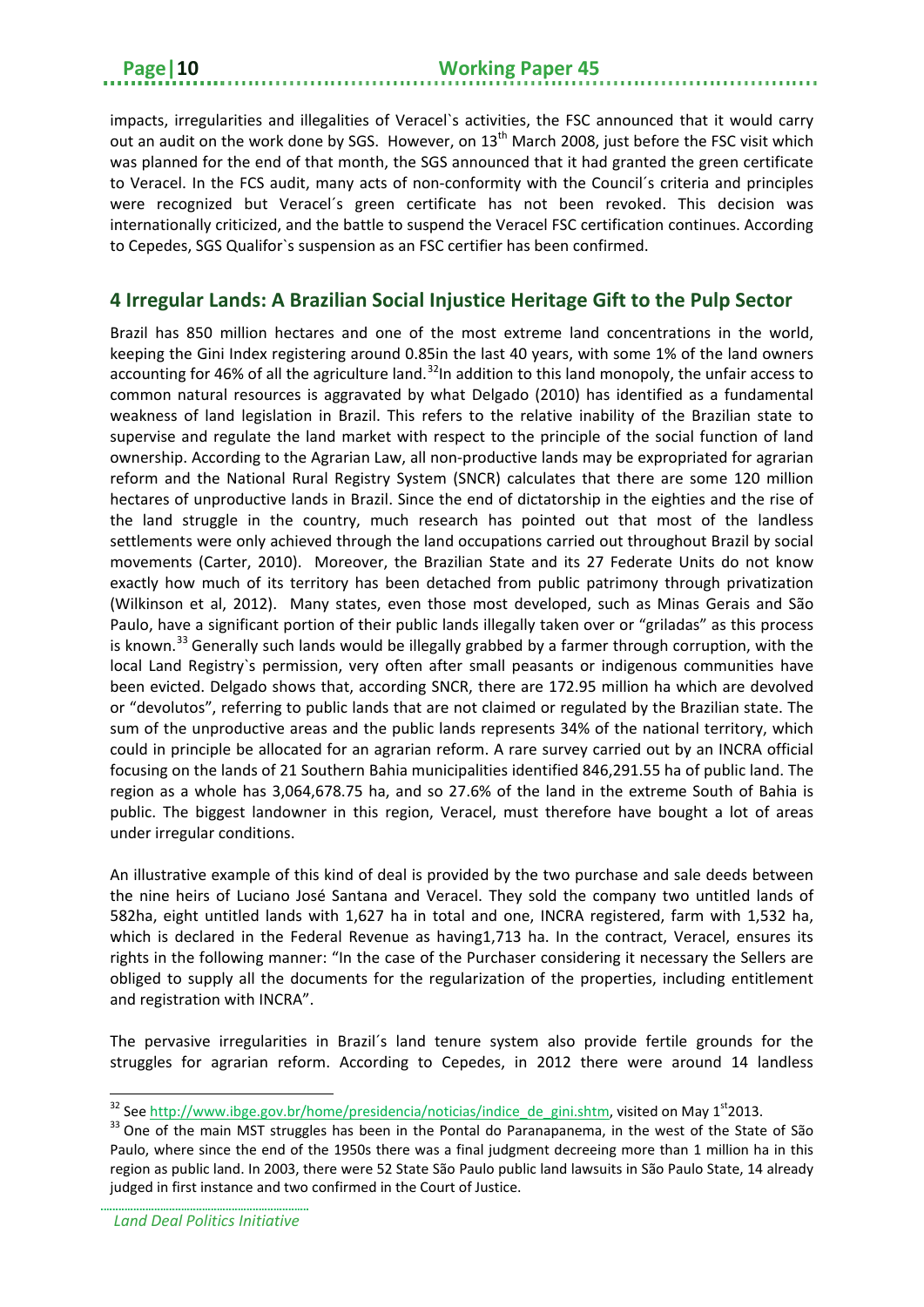impacts, irregularities and illegalities of Veracel`s activities, the FSC announced that it would carry out an audit on the work done by SGS. However, on 13th March 2008, just before the FSC visit which was planned for the end of that month, the SGS announced that it had granted the green certificate to Veracel. In the FCS audit, many acts of non-conformity with the Council´s criteria and principles were recognized but Veracel´s green certificate has not been revoked. This decision was internationally criticized, and the battle to suspend the Veracel FSC certification continues. According to Cepedes, SGS Qualifor`s suspension as an FSC certifier has been confirmed.

## 4 Irregular Lands: A Brazilian Social Injustice Heritage Gift to the Pulp Sector

Brazil has 850 million hectares and one of the most extreme land concentrations in the world, keeping the Gini Index registering around 0.85in the last 40 years, with some 1% of the land owners accounting for 46% of all the agriculture land.[32]In addition to this land monopoly, the unfair access to common natural resources is aggravated by what Delgado (2010) has identified as a fundamental weakness of land legislation in Brazil. This refers to the relative inability of the Brazilian state to supervise and regulate the land market with respect to the principle of the social function of land ownership. According to the Agrarian Law, all non-productive lands may be expropriated for agrarian reform and the National Rural Registry System (SNCR) calculates that there are some 120 million hectares of unproductive lands in Brazil. Since the end of dictatorship in the eighties and the rise of the land struggle in the country, much research has pointed out that most of the landless settlements were only achieved through the land occupations carried out throughout Brazil by social movements (Carter, 2010). Moreover, the Brazilian State and its 27 Federate Units do not know exactly how much of its territory has been detached from public patrimony through privatization (Wilkinson et al, 2012). Many states, even those most developed, such as Minas Gerais and São Paulo, have a significant portion of their public lands illegally taken over or "griladas" as this process is known.[33] Generally such lands would be illegally grabbed by a farmer through corruption, with the local Land Registry`s permission, very often after small peasants or indigenous communities have been evicted. Delgado shows that, according SNCR, there are 172.95 million ha which are devolved or "devolutos", referring to public lands that are not claimed or regulated by the Brazilian state. The sum of the unproductive areas and the public lands represents 34% of the national territory, which could in principle be allocated for an agrarian reform. A rare survey carried out by an INCRA official focusing on the lands of 21 Southern Bahia municipalities identified 846,291.55 ha of public land. The region as a whole has 3,064,678.75 ha, and so 27.6% of the land in the extreme South of Bahia is public. The biggest landowner in this region, Veracel, must therefore have bought a lot of areas under irregular conditions.

An illustrative example of this kind of deal is provided by the two purchase and sale deeds between the nine heirs of Luciano José Santana and Veracel. They sold the company two untitled lands of 582ha, eight untitled lands with 1,627 ha in total and one, INCRA registered, farm with 1,532 ha, which is declared in the Federal Revenue as having1,713 ha. In the contract, Veracel, ensures its rights in the following manner: "In the case of the Purchaser considering it necessary the Sellers are obliged to supply all the documents for the regularization of the properties, including entitlement and registration with INCRA".

The pervasive irregularities in Brazil´s land tenure system also provide fertile grounds for the struggles for agrarian reform. According to Cepedes, in 2012 there were around 14 landless

[32] See http://www.ibge.gov.br/home/presidencia/noticias/indice_de_gini.shtm, visited on May 1st2013.

[33] One of the main MST struggles has been in the Pontal do Paranapanema, in the west of the State of São Paulo, where since the end of the 1950s there was a final judgment decreeing more than 1 million ha in this region as public land. In 2003, there were 52 State São Paulo public land lawsuits in São Paulo State, 14 already judged in first instance and two confirmed in the Court of Justice.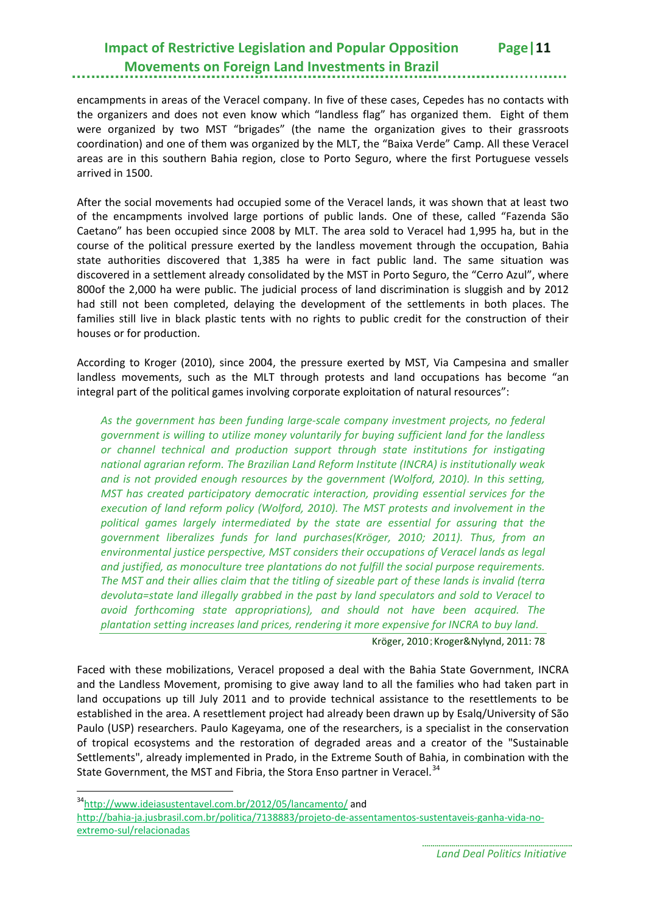encampments in areas of the Veracel company. In five of these cases, Cepedes has no contacts with the organizers and does not even know which "landless flag" has organized them. Eight of them were organized by two MST "brigades" (the name the organization gives to their grassroots coordination) and one of them was organized by the MLT, the "Baixa Verde" Camp. All these Veracel areas are in this southern Bahia region, close to Porto Seguro, where the first Portuguese vessels arrived in 1500.

After the social movements had occupied some of the Veracel lands, it was shown that at least two of the encampments involved large portions of public lands. One of these, called "Fazenda São Caetano" has been occupied since 2008 by MLT. The area sold to Veracel had 1,995 ha, but in the course of the political pressure exerted by the landless movement through the occupation, Bahia state authorities discovered that 1,385 ha were in fact public land. The same situation was discovered in a settlement already consolidated by the MST in Porto Seguro, the "Cerro Azul", where 800of the 2,000 ha were public. The judicial process of land discrimination is sluggish and by 2012 had still not been completed, delaying the development of the settlements in both places. The families still live in black plastic tents with no rights to public credit for the construction of their houses or for production.

According to Kroger (2010), since 2004, the pressure exerted by MST, Via Campesina and smaller landless movements, such as the MLT through protests and land occupations has become "an integral part of the political games involving corporate exploitation of natural resources":

> *As the government has been funding large-scale company investment projects, no federal government is willing to utilize money voluntarily for buying sufficient land for the landless or channel technical and production support through state institutions for instigating national agrarian reform. The Brazilian Land Reform Institute (INCRA) is institutionally weak and is not provided enough resources by the government (Wolford, 2010). In this setting, MST has created participatory democratic interaction, providing essential services for the execution of land reform policy (Wolford, 2010). The MST protests and involvement in the political games largely intermediated by the state are essential for assuring that the government liberalizes funds for land purchases(Kröger, 2010; 2011). Thus, from an environmental justice perspective, MST considers their occupations of Veracel lands as legal and justified, as monoculture tree plantations do not fulfill the social purpose requirements. The MST and their allies claim that the titling of sizeable part of these lands is invalid (terra devoluta=state land illegally grabbed in the past by land speculators and sold to Veracel to avoid forthcoming state appropriations), and should not have been acquired. The plantation setting increases land prices, rendering it more expensive for INCRA to buy land.*
>
> Kröger, 2010; Kroger&Nylynd, 2011: 78

Faced with these mobilizations, Veracel proposed a deal with the Bahia State Government, INCRA and the Landless Movement, promising to give away land to all the families who had taken part in land occupations up till July 2011 and to provide technical assistance to the resettlements to be established in the area. A resettlement project had already been drawn up by Esalq/University of São Paulo (USP) researchers. Paulo Kageyama, one of the researchers, is a specialist in the conservation of tropical ecosystems and the restoration of degraded areas and a creator of the "Sustainable Settlements", already implemented in Prado, in the Extreme South of Bahia, in combination with the State Government, the MST and Fibria, the Stora Enso partner in Veracel.[34]

---

[34] http://www.ideiasustentavel.com.br/2012/05/lancamento/ and http://bahia-ja.jusbrasil.com.br/politica/7138883/projeto-de-assentamentos-sustentaveis-ganha-vida-no-extremo-sul/relacionadas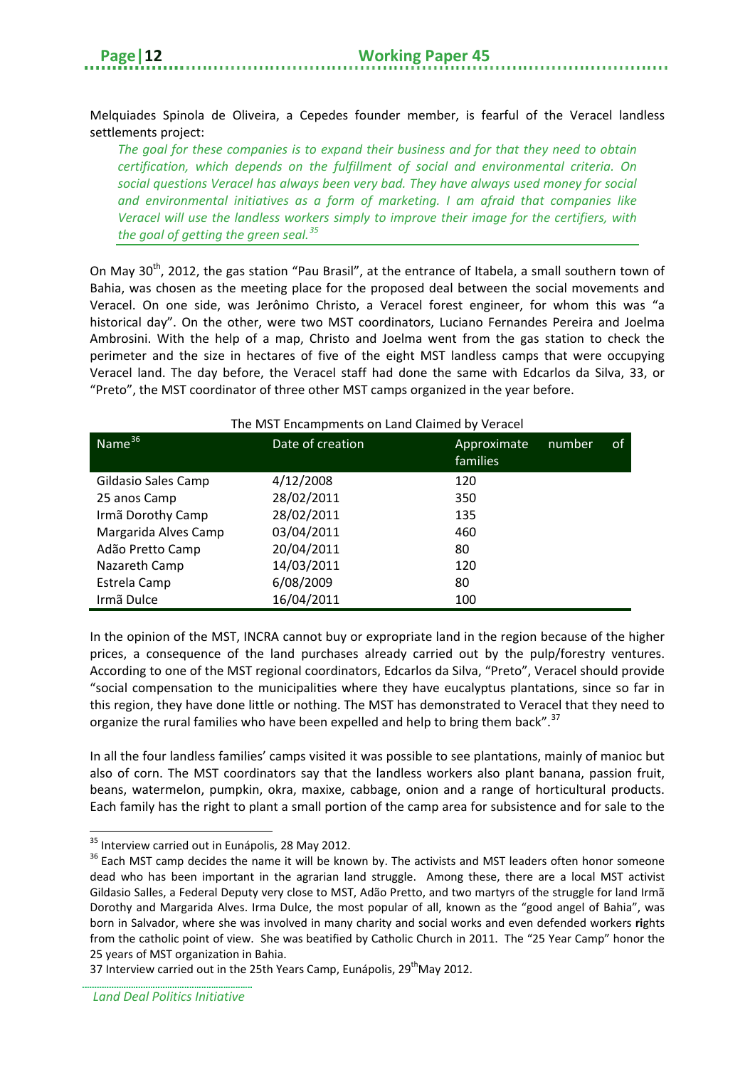Melquiades Spinola de Oliveira, a Cepedes founder member, is fearful of the Veracel landless settlements project:

> *The goal for these companies is to expand their business and for that they need to obtain certification, which depends on the fulfillment of social and environmental criteria. On social questions Veracel has always been very bad. They have always used money for social and environmental initiatives as a form of marketing. I am afraid that companies like Veracel will use the landless workers simply to improve their image for the certifiers, with the goal of getting the green seal.*[35]

On May 30th, 2012, the gas station "Pau Brasil", at the entrance of Itabela, a small southern town of Bahia, was chosen as the meeting place for the proposed deal between the social movements and Veracel. On one side, was Jerônimo Christo, a Veracel forest engineer, for whom this was "a historical day". On the other, were two MST coordinators, Luciano Fernandes Pereira and Joelma Ambrosini. With the help of a map, Christo and Joelma went from the gas station to check the perimeter and the size in hectares of five of the eight MST landless camps that were occupying Veracel land. The day before, the Veracel staff had done the same with Edcarlos da Silva, 33, or "Preto", the MST coordinator of three other MST camps organized in the year before.

The MST Encampments on Land Claimed by Veracel

| Name[36] | Date of creation | Approximate number of families |
|---|---|---|
| Gildasio Sales Camp | 4/12/2008 | 120 |
| 25 anos Camp | 28/02/2011 | 350 |
| Irmã Dorothy Camp | 28/02/2011 | 135 |
| Margarida Alves Camp | 03/04/2011 | 460 |
| Adão Pretto Camp | 20/04/2011 | 80 |
| Nazareth Camp | 14/03/2011 | 120 |
| Estrela Camp | 6/08/2009 | 80 |
| Irmã Dulce | 16/04/2011 | 100 |

In the opinion of the MST, INCRA cannot buy or expropriate land in the region because of the higher prices, a consequence of the land purchases already carried out by the pulp/forestry ventures. According to one of the MST regional coordinators, Edcarlos da Silva, "Preto", Veracel should provide "social compensation to the municipalities where they have eucalyptus plantations, since so far in this region, they have done little or nothing. The MST has demonstrated to Veracel that they need to organize the rural families who have been expelled and help to bring them back".[37]

In all the four landless families' camps visited it was possible to see plantations, mainly of manioc but also of corn. The MST coordinators say that the landless workers also plant banana, passion fruit, beans, watermelon, pumpkin, okra, maxixe, cabbage, onion and a range of horticultural products. Each family has the right to plant a small portion of the camp area for subsistence and for sale to the

---

[35] Interview carried out in Eunápolis, 28 May 2012.

[36] Each MST camp decides the name it will be known by. The activists and MST leaders often honor someone dead who has been important in the agrarian land struggle. Among these, there are a local MST activist Gildasio Salles, a Federal Deputy very close to MST, Adão Pretto, and two martyrs of the struggle for land Irmã Dorothy and Margarida Alves. Irma Dulce, the most popular of all, known as the "good angel of Bahia", was born in Salvador, where she was involved in many charity and social works and even defended workers rights from the catholic point of view. She was beatified by Catholic Church in 2011. The "25 Year Camp" honor the 25 years of MST organization in Bahia.

37 Interview carried out in the 25th Years Camp, Eunápolis, 29th May 2012.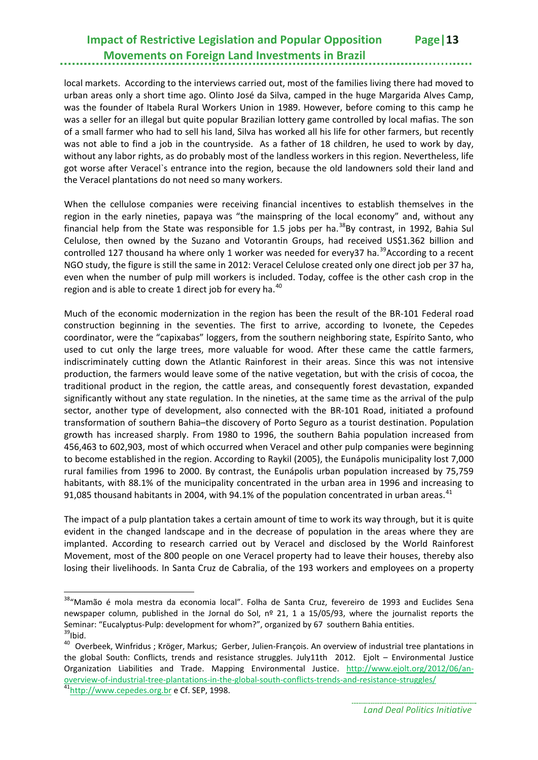local markets. According to the interviews carried out, most of the families living there had moved to urban areas only a short time ago. Olinto José da Silva, camped in the huge Margarida Alves Camp, was the founder of Itabela Rural Workers Union in 1989. However, before coming to this camp he was a seller for an illegal but quite popular Brazilian lottery game controlled by local mafias. The son of a small farmer who had to sell his land, Silva has worked all his life for other farmers, but recently was not able to find a job in the countryside. As a father of 18 children, he used to work by day, without any labor rights, as do probably most of the landless workers in this region. Nevertheless, life got worse after Veracel`s entrance into the region, because the old landowners sold their land and the Veracel plantations do not need so many workers.

When the cellulose companies were receiving financial incentives to establish themselves in the region in the early nineties, papaya was "the mainspring of the local economy" and, without any financial help from the State was responsible for 1.5 jobs per ha.[38] By contrast, in 1992, Bahia Sul Celulose, then owned by the Suzano and Votorantin Groups, had received US$1.362 billion and controlled 127 thousand ha where only 1 worker was needed for every37 ha.[39] According to a recent NGO study, the figure is still the same in 2012: Veracel Celulose created only one direct job per 37 ha, even when the number of pulp mill workers is included. Today, coffee is the other cash crop in the region and is able to create 1 direct job for every ha.[40]

Much of the economic modernization in the region has been the result of the BR-101 Federal road construction beginning in the seventies. The first to arrive, according to Ivonete, the Cepedes coordinator, were the "capixabas" loggers, from the southern neighboring state, Espírito Santo, who used to cut only the large trees, more valuable for wood. After these came the cattle farmers, indiscriminately cutting down the Atlantic Rainforest in their areas. Since this was not intensive production, the farmers would leave some of the native vegetation, but with the crisis of cocoa, the traditional product in the region, the cattle areas, and consequently forest devastation, expanded significantly without any state regulation. In the nineties, at the same time as the arrival of the pulp sector, another type of development, also connected with the BR-101 Road, initiated a profound transformation of southern Bahia–the discovery of Porto Seguro as a tourist destination. Population growth has increased sharply. From 1980 to 1996, the southern Bahia population increased from 456,463 to 602,903, most of which occurred when Veracel and other pulp companies were beginning to become established in the region. According to Raykil (2005), the Eunápolis municipality lost 7,000 rural families from 1996 to 2000. By contrast, the Eunápolis urban population increased by 75,759 habitants, with 88.1% of the municipality concentrated in the urban area in 1996 and increasing to 91,085 thousand habitants in 2004, with 94.1% of the population concentrated in urban areas.[41]

The impact of a pulp plantation takes a certain amount of time to work its way through, but it is quite evident in the changed landscape and in the decrease of population in the areas where they are implanted. According to research carried out by Veracel and disclosed by the World Rainforest Movement, most of the 800 people on one Veracel property had to leave their houses, thereby also losing their livelihoods. In Santa Cruz de Cabralia, of the 193 workers and employees on a property

---

[38] "Mamão é mola mestra da economia local". Folha de Santa Cruz, fevereiro de 1993 and Euclides Sena newspaper column, published in the Jornal do Sol, nº 21, 1 a 15/05/93, where the journalist reports the Seminar: "Eucalyptus-Pulp: development for whom?", organized by 67 southern Bahia entities.

[39] Ibid.

[40] Overbeek, Winfridus ; Kröger, Markus; Gerber, Julien-François. An overview of industrial tree plantations in the global South: Conflicts, trends and resistance struggles. July11th 2012. Ejolt – Environmental Justice Organization Liabilities and Trade. Mapping Environmental Justice. http://www.ejolt.org/2012/06/an-overview-of-industrial-tree-plantations-in-the-global-south-conflicts-trends-and-resistance-struggles/

[41] http://www.cepedes.org.br e Cf. SEP, 1998.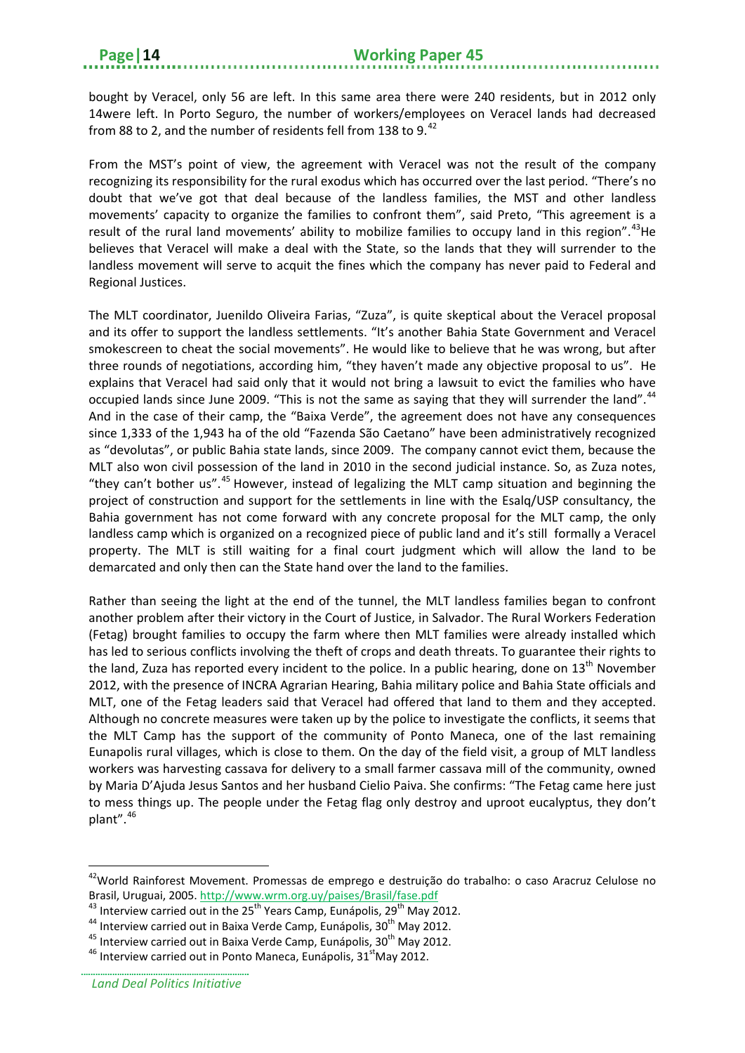bought by Veracel, only 56 are left. In this same area there were 240 residents, but in 2012 only 14were left. In Porto Seguro, the number of workers/employees on Veracel lands had decreased from 88 to 2, and the number of residents fell from 138 to 9.[42]

From the MST's point of view, the agreement with Veracel was not the result of the company recognizing its responsibility for the rural exodus which has occurred over the last period. "There's no doubt that we've got that deal because of the landless families, the MST and other landless movements' capacity to organize the families to confront them", said Preto, "This agreement is a result of the rural land movements' ability to mobilize families to occupy land in this region".[43]He believes that Veracel will make a deal with the State, so the lands that they will surrender to the landless movement will serve to acquit the fines which the company has never paid to Federal and Regional Justices.

The MLT coordinator, Juenildo Oliveira Farias, "Zuza", is quite skeptical about the Veracel proposal and its offer to support the landless settlements. "It's another Bahia State Government and Veracel smokescreen to cheat the social movements". He would like to believe that he was wrong, but after three rounds of negotiations, according him, "they haven't made any objective proposal to us". He explains that Veracel had said only that it would not bring a lawsuit to evict the families who have occupied lands since June 2009. "This is not the same as saying that they will surrender the land".[44] And in the case of their camp, the "Baixa Verde", the agreement does not have any consequences since 1,333 of the 1,943 ha of the old "Fazenda São Caetano" have been administratively recognized as "devolutas", or public Bahia state lands, since 2009. The company cannot evict them, because the MLT also won civil possession of the land in 2010 in the second judicial instance. So, as Zuza notes, "they can't bother us".[45] However, instead of legalizing the MLT camp situation and beginning the project of construction and support for the settlements in line with the Esalq/USP consultancy, the Bahia government has not come forward with any concrete proposal for the MLT camp, the only landless camp which is organized on a recognized piece of public land and it's still formally a Veracel property. The MLT is still waiting for a final court judgment which will allow the land to be demarcated and only then can the State hand over the land to the families.

Rather than seeing the light at the end of the tunnel, the MLT landless families began to confront another problem after their victory in the Court of Justice, in Salvador. The Rural Workers Federation (Fetag) brought families to occupy the farm where then MLT families were already installed which has led to serious conflicts involving the theft of crops and death threats. To guarantee their rights to the land, Zuza has reported every incident to the police. In a public hearing, done on 13th November 2012, with the presence of INCRA Agrarian Hearing, Bahia military police and Bahia State officials and MLT, one of the Fetag leaders said that Veracel had offered that land to them and they accepted. Although no concrete measures were taken up by the police to investigate the conflicts, it seems that the MLT Camp has the support of the community of Ponto Maneca, one of the last remaining Eunapolis rural villages, which is close to them. On the day of the field visit, a group of MLT landless workers was harvesting cassava for delivery to a small farmer cassava mill of the community, owned by Maria D'Ajuda Jesus Santos and her husband Cielio Paiva. She confirms: "The Fetag came here just to mess things up. The people under the Fetag flag only destroy and uproot eucalyptus, they don't plant".[46]

---

[42] World Rainforest Movement. Promessas de emprego e destruição do trabalho: o caso Aracruz Celulose no Brasil, Uruguai, 2005. http://www.wrm.org.uy/paises/Brasil/fase.pdf

[43] Interview carried out in the 25th Years Camp, Eunápolis, 29th May 2012.

[44] Interview carried out in Baixa Verde Camp, Eunápolis, 30th May 2012.

[45] Interview carried out in Baixa Verde Camp, Eunápolis, 30th May 2012.

[46] Interview carried out in Ponto Maneca, Eunápolis, 31st May 2012.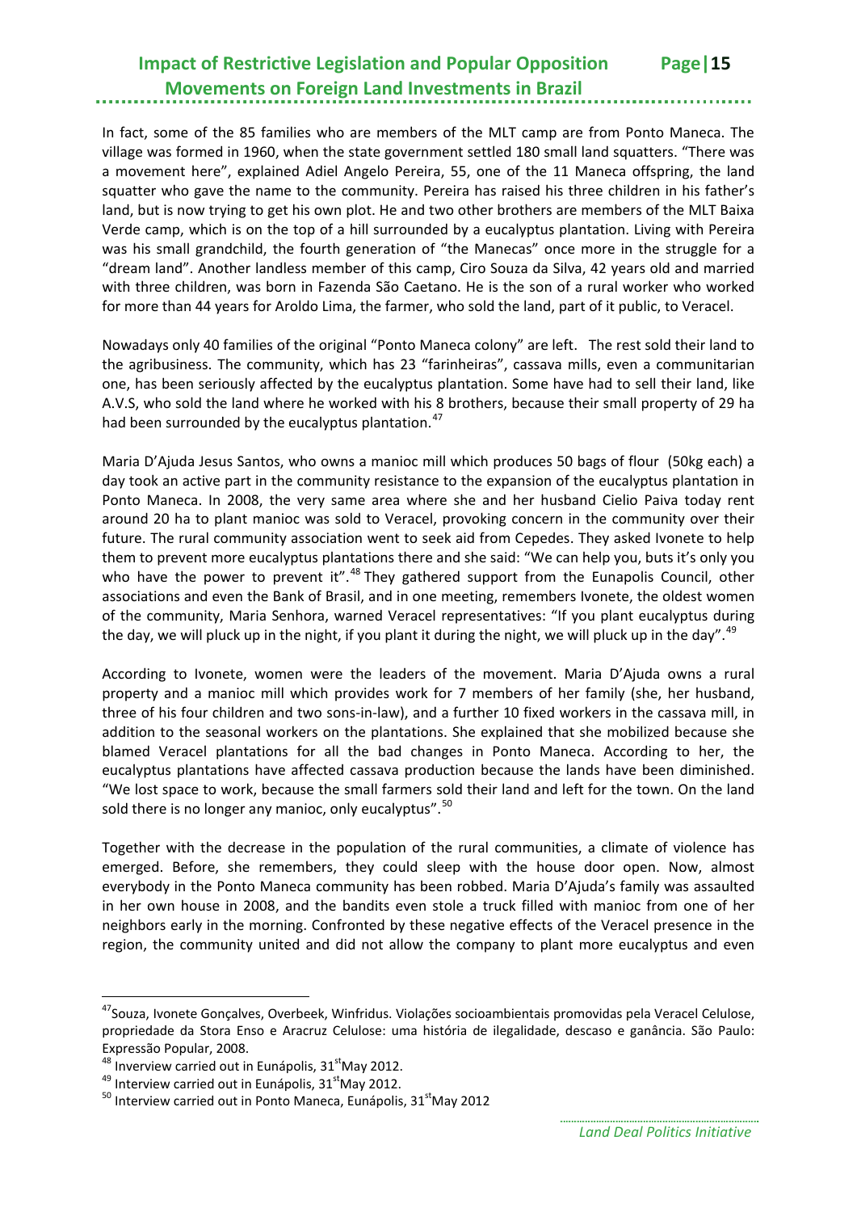In fact, some of the 85 families who are members of the MLT camp are from Ponto Maneca. The village was formed in 1960, when the state government settled 180 small land squatters. "There was a movement here", explained Adiel Angelo Pereira, 55, one of the 11 Maneca offspring, the land squatter who gave the name to the community. Pereira has raised his three children in his father's land, but is now trying to get his own plot. He and two other brothers are members of the MLT Baixa Verde camp, which is on the top of a hill surrounded by a eucalyptus plantation. Living with Pereira was his small grandchild, the fourth generation of "the Manecas" once more in the struggle for a "dream land". Another landless member of this camp, Ciro Souza da Silva, 42 years old and married with three children, was born in Fazenda São Caetano. He is the son of a rural worker who worked for more than 44 years for Aroldo Lima, the farmer, who sold the land, part of it public, to Veracel.

Nowadays only 40 families of the original "Ponto Maneca colony" are left. The rest sold their land to the agribusiness. The community, which has 23 "farinheiras", cassava mills, even a communitarian one, has been seriously affected by the eucalyptus plantation. Some have had to sell their land, like A.V.S, who sold the land where he worked with his 8 brothers, because their small property of 29 ha had been surrounded by the eucalyptus plantation.[47]

Maria D'Ajuda Jesus Santos, who owns a manioc mill which produces 50 bags of flour (50kg each) a day took an active part in the community resistance to the expansion of the eucalyptus plantation in Ponto Maneca. In 2008, the very same area where she and her husband Cielio Paiva today rent around 20 ha to plant manioc was sold to Veracel, provoking concern in the community over their future. The rural community association went to seek aid from Cepedes. They asked Ivonete to help them to prevent more eucalyptus plantations there and she said: "We can help you, buts it's only you who have the power to prevent it".[48] They gathered support from the Eunapolis Council, other associations and even the Bank of Brasil, and in one meeting, remembers Ivonete, the oldest women of the community, Maria Senhora, warned Veracel representatives: "If you plant eucalyptus during the day, we will pluck up in the night, if you plant it during the night, we will pluck up in the day".[49]

According to Ivonete, women were the leaders of the movement. Maria D'Ajuda owns a rural property and a manioc mill which provides work for 7 members of her family (she, her husband, three of his four children and two sons-in-law), and a further 10 fixed workers in the cassava mill, in addition to the seasonal workers on the plantations. She explained that she mobilized because she blamed Veracel plantations for all the bad changes in Ponto Maneca. According to her, the eucalyptus plantations have affected cassava production because the lands have been diminished. "We lost space to work, because the small farmers sold their land and left for the town. On the land sold there is no longer any manioc, only eucalyptus".[50]

Together with the decrease in the population of the rural communities, a climate of violence has emerged. Before, she remembers, they could sleep with the house door open. Now, almost everybody in the Ponto Maneca community has been robbed. Maria D'Ajuda's family was assaulted in her own house in 2008, and the bandits even stole a truck filled with manioc from one of her neighbors early in the morning. Confronted by these negative effects of the Veracel presence in the region, the community united and did not allow the company to plant more eucalyptus and even

---

[47] Souza, Ivonete Gonçalves, Overbeek, Winfridus. Violações socioambientais promovidas pela Veracel Celulose, propriedade da Stora Enso e Aracruz Celulose: uma história de ilegalidade, descaso e ganância. São Paulo: Expressão Popular, 2008.

[48] Inverview carried out in Eunápolis, 31st May 2012.

[49] Interview carried out in Eunápolis, 31st May 2012.

[50] Interview carried out in Ponto Maneca, Eunápolis, 31st May 2012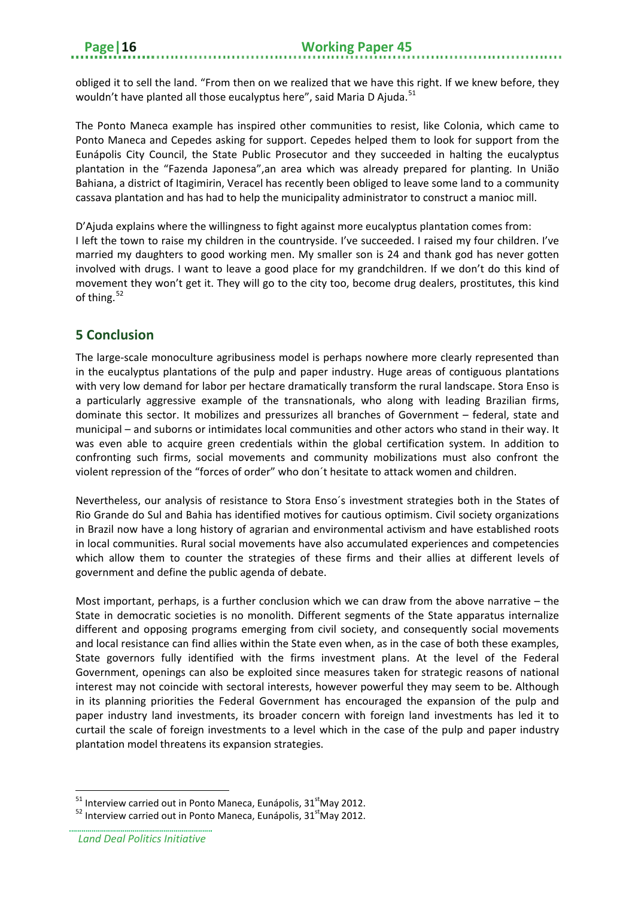obliged it to sell the land. "From then on we realized that we have this right. If we knew before, they wouldn't have planted all those eucalyptus here", said Maria D Ajuda.[51]

The Ponto Maneca example has inspired other communities to resist, like Colonia, which came to Ponto Maneca and Cepedes asking for support. Cepedes helped them to look for support from the Eunápolis City Council, the State Public Prosecutor and they succeeded in halting the eucalyptus plantation in the "Fazenda Japonesa",an area which was already prepared for planting. In União Bahiana, a district of Itagimirin, Veracel has recently been obliged to leave some land to a community cassava plantation and has had to help the municipality administrator to construct a manioc mill.

D'Ajuda explains where the willingness to fight against more eucalyptus plantation comes from:
I left the town to raise my children in the countryside. I've succeeded. I raised my four children. I've married my daughters to good working men. My smaller son is 24 and thank god has never gotten involved with drugs. I want to leave a good place for my grandchildren. If we don't do this kind of movement they won't get it. They will go to the city too, become drug dealers, prostitutes, this kind of thing.[52]

## 5 Conclusion

The large-scale monoculture agribusiness model is perhaps nowhere more clearly represented than in the eucalyptus plantations of the pulp and paper industry. Huge areas of contiguous plantations with very low demand for labor per hectare dramatically transform the rural landscape. Stora Enso is a particularly aggressive example of the transnationals, who along with leading Brazilian firms, dominate this sector. It mobilizes and pressurizes all branches of Government – federal, state and municipal – and suborns or intimidates local communities and other actors who stand in their way. It was even able to acquire green credentials within the global certification system. In addition to confronting such firms, social movements and community mobilizations must also confront the violent repression of the "forces of order" who don´t hesitate to attack women and children.

Nevertheless, our analysis of resistance to Stora Enso´s investment strategies both in the States of Rio Grande do Sul and Bahia has identified motives for cautious optimism. Civil society organizations in Brazil now have a long history of agrarian and environmental activism and have established roots in local communities. Rural social movements have also accumulated experiences and competencies which allow them to counter the strategies of these firms and their allies at different levels of government and define the public agenda of debate.

Most important, perhaps, is a further conclusion which we can draw from the above narrative – the State in democratic societies is no monolith. Different segments of the State apparatus internalize different and opposing programs emerging from civil society, and consequently social movements and local resistance can find allies within the State even when, as in the case of both these examples, State governors fully identified with the firms investment plans. At the level of the Federal Government, openings can also be exploited since measures taken for strategic reasons of national interest may not coincide with sectoral interests, however powerful they may seem to be. Although in its planning priorities the Federal Government has encouraged the expansion of the pulp and paper industry land investments, its broader concern with foreign land investments has led it to curtail the scale of foreign investments to a level which in the case of the pulp and paper industry plantation model threatens its expansion strategies.

---

[51] Interview carried out in Ponto Maneca, Eunápolis, 31st May 2012.

[52] Interview carried out in Ponto Maneca, Eunápolis, 31st May 2012.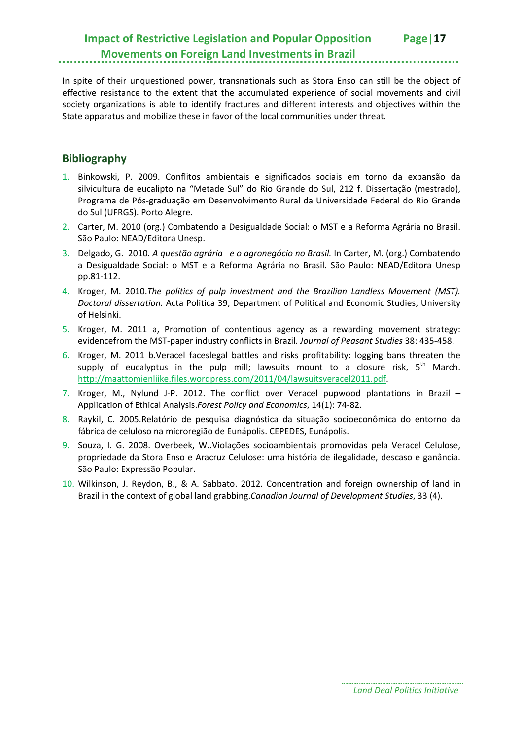In spite of their unquestioned power, transnationals such as Stora Enso can still be the object of effective resistance to the extent that the accumulated experience of social movements and civil society organizations is able to identify fractures and different interests and objectives within the State apparatus and mobilize these in favor of the local communities under threat.

## Bibliography

1. Binkowski, P. 2009. Conflitos ambientais e significados sociais em torno da expansão da silvicultura de eucalipto na "Metade Sul" do Rio Grande do Sul, 212 f. Dissertação (mestrado), Programa de Pós-graduação em Desenvolvimento Rural da Universidade Federal do Rio Grande do Sul (UFRGS). Porto Alegre.
2. Carter, M. 2010 (org.) Combatendo a Desigualdade Social: o MST e a Reforma Agrária no Brasil. São Paulo: NEAD/Editora Unesp.
3. Delgado, G. 2010*. A questão agrária e o agronegócio no Brasil.* In Carter, M. (org.) Combatendo a Desigualdade Social: o MST e a Reforma Agrária no Brasil. São Paulo: NEAD/Editora Unesp pp.81-112.
4. Kroger, M. 2010.*The politics of pulp investment and the Brazilian Landless Movement (MST). Doctoral dissertation.* Acta Politica 39, Department of Political and Economic Studies, University of Helsinki.
5. Kroger, M. 2011 a, Promotion of contentious agency as a rewarding movement strategy: evidencefrom the MST-paper industry conflicts in Brazil. *Journal of Peasant Studies* 38: 435-458.
6. Kroger, M. 2011 b.Veracel faceslegal battles and risks profitability: logging bans threaten the supply of eucalyptus in the pulp mill; lawsuits mount to a closure risk, 5th March. http://maattomienliike.files.wordpress.com/2011/04/lawsuitsveracel2011.pdf.
7. Kroger, M., Nylund J-P. 2012. The conflict over Veracel pupwood plantations in Brazil – Application of Ethical Analysis.*Forest Policy and Economics*, 14(1): 74-82.
8. Raykil, C. 2005.Relatório de pesquisa diagnóstica da situação socioeconômica do entorno da fábrica de celuloso na microregião de Eunápolis. CEPEDES, Eunápolis.
9. Souza, I. G. 2008. Overbeek, W..Violações socioambientais promovidas pela Veracel Celulose, propriedade da Stora Enso e Aracruz Celulose: uma história de ilegalidade, descaso e ganância. São Paulo: Expressão Popular.
10. Wilkinson, J. Reydon, B., & A. Sabbato. 2012. Concentration and foreign ownership of land in Brazil in the context of global land grabbing.*Canadian Journal of Development Studies*, 33 (4).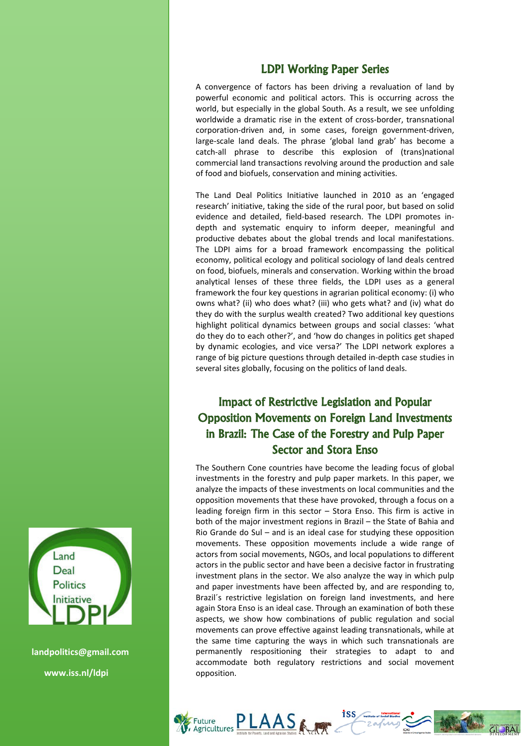## LDPI Working Paper Series

A convergence of factors has been driving a revaluation of land by powerful economic and political actors. This is occurring across the world, but especially in the global South. As a result, we see unfolding worldwide a dramatic rise in the extent of cross-border, transnational corporation-driven and, in some cases, foreign government-driven, large-scale land deals. The phrase 'global land grab' has become a catch-all phrase to describe this explosion of (trans)national commercial land transactions revolving around the production and sale of food and biofuels, conservation and mining activities.

The Land Deal Politics Initiative launched in 2010 as an 'engaged research' initiative, taking the side of the rural poor, but based on solid evidence and detailed, field-based research. The LDPI promotes in-depth and systematic enquiry to inform deeper, meaningful and productive debates about the global trends and local manifestations. The LDPI aims for a broad framework encompassing the political economy, political ecology and political sociology of land deals centred on food, biofuels, minerals and conservation. Working within the broad analytical lenses of these three fields, the LDPI uses as a general framework the four key questions in agrarian political economy: (i) who owns what? (ii) who does what? (iii) who gets what? and (iv) what do they do with the surplus wealth created? Two additional key questions highlight political dynamics between groups and social classes: 'what do they do to each other?', and 'how do changes in politics get shaped by dynamic ecologies, and vice versa?' The LDPI network explores a range of big picture questions through detailed in-depth case studies in several sites globally, focusing on the politics of land deals.

## Impact of Restrictive Legislation and Popular Opposition Movements on Foreign Land Investments in Brazil: The Case of the Forestry and Pulp Paper Sector and Stora Enso

The Southern Cone countries have become the leading focus of global investments in the forestry and pulp paper markets. In this paper, we analyze the impacts of these investments on local communities and the opposition movements that these have provoked, through a focus on a leading foreign firm in this sector – Stora Enso. This firm is active in both of the major investment regions in Brazil – the State of Bahia and Rio Grande do Sul – and is an ideal case for studying these opposition movements. These opposition movements include a wide range of actors from social movements, NGOs, and local populations to different actors in the public sector and have been a decisive factor in frustrating investment plans in the sector. We also analyze the way in which pulp and paper investments have been affected by, and are responding to, Brazil´s restrictive legislation on foreign land investments, and here again Stora Enso is an ideal case. Through an examination of both these aspects, we show how combinations of public regulation and social movements can prove effective against leading transnationals, while at the same time capturing the ways in which such transnationals are permanently respositioning their strategies to adapt to and accommodate both regulatory restrictions and social movement opposition.

Land Deal Politics Initiative LDPI

landpolitics@gmail.com

www.iss.nl/ldpi